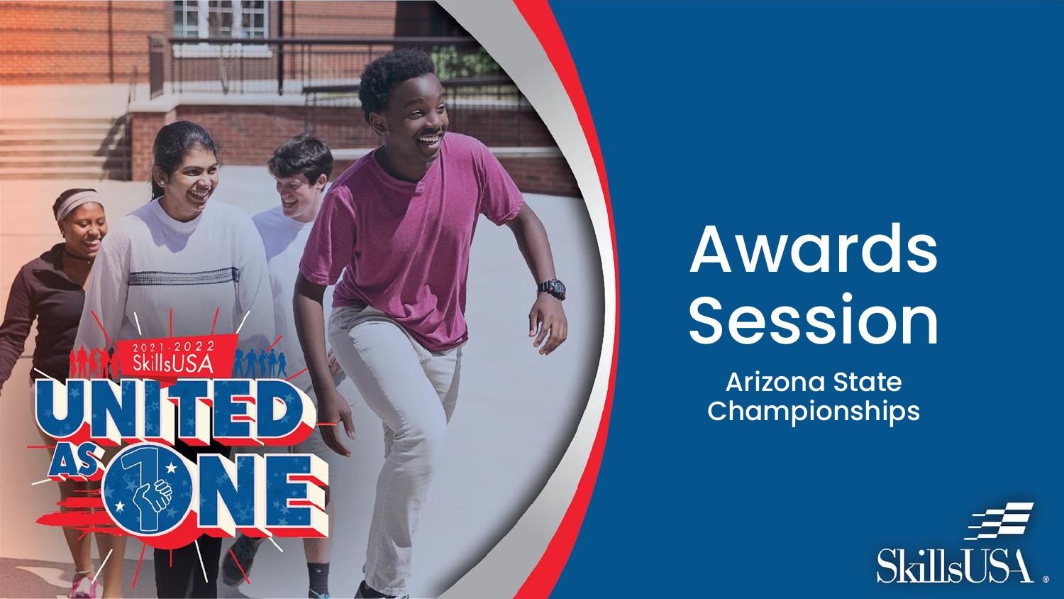# Awards Session

Arizona State Championships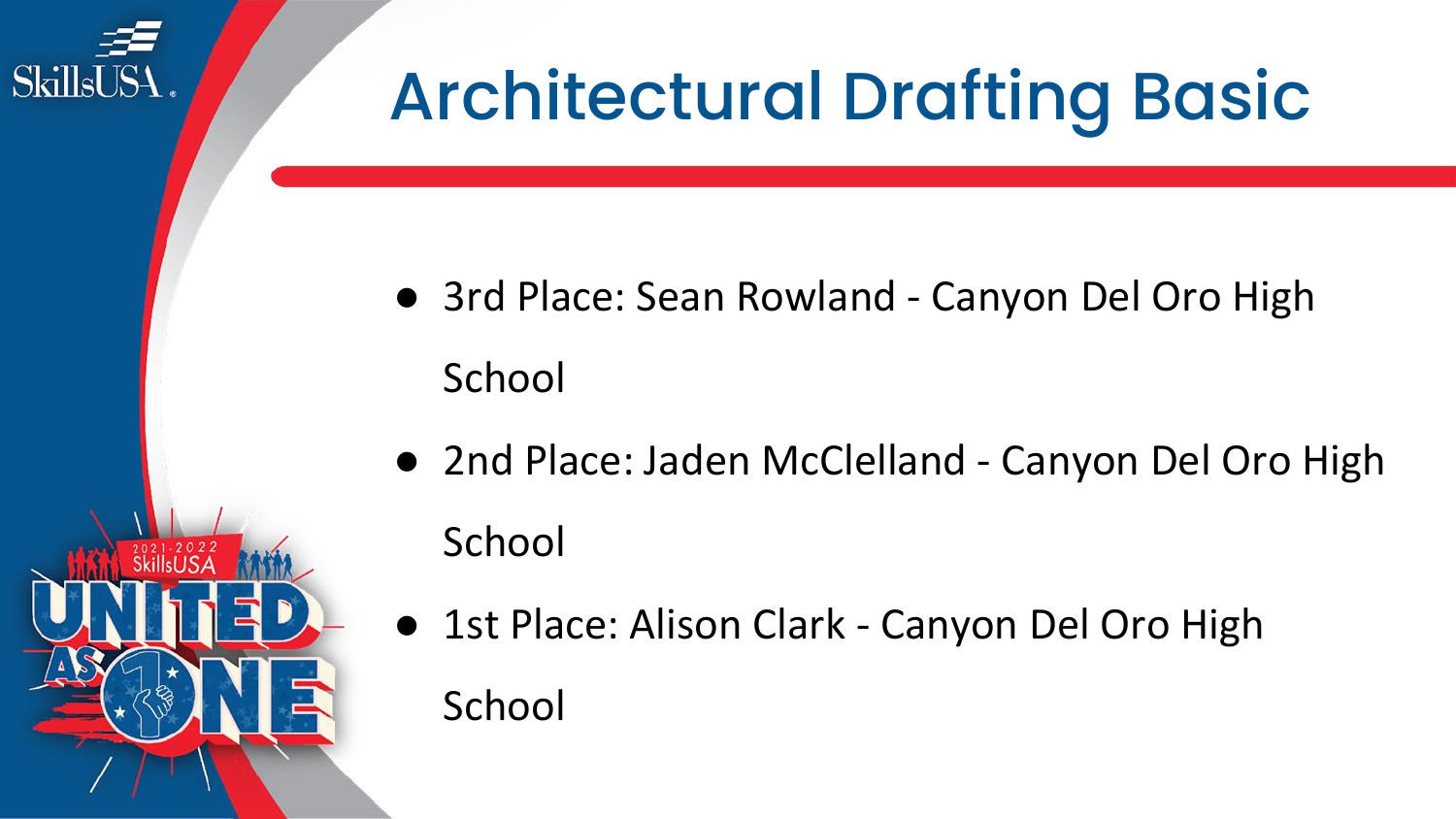# Architectural Drafting Basic

- 3rd Place: Sean Rowland - Canyon Del Oro High School
- 2nd Place: Jaden McClelland - Canyon Del Oro High School
- 1st Place: Alison Clark - Canyon Del Oro High School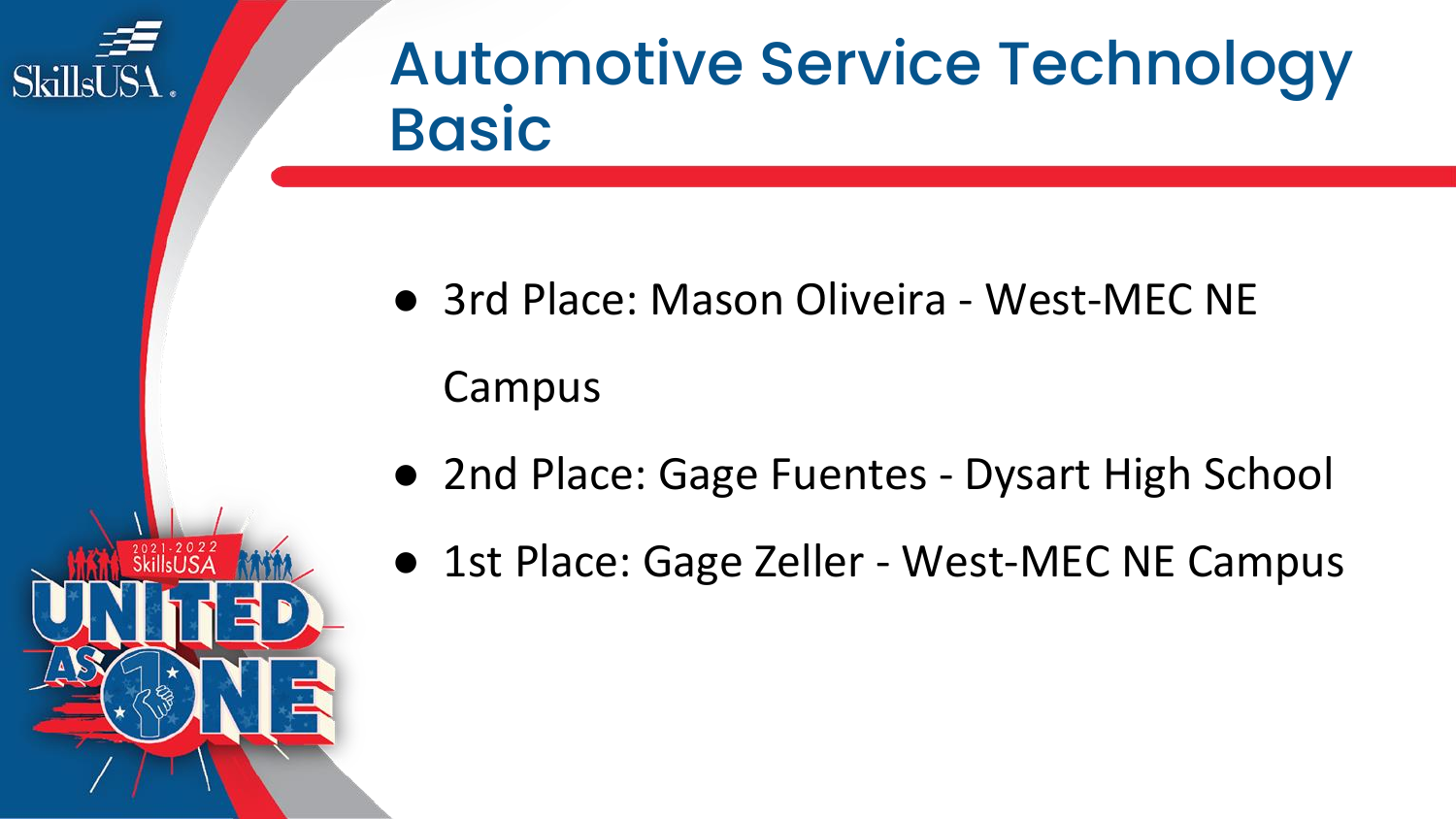# Automotive Service Technology Basic

- 3rd Place: Mason Oliveira - West-MEC NE Campus
- 2nd Place: Gage Fuentes - Dysart High School
- 1st Place: Gage Zeller - West-MEC NE Campus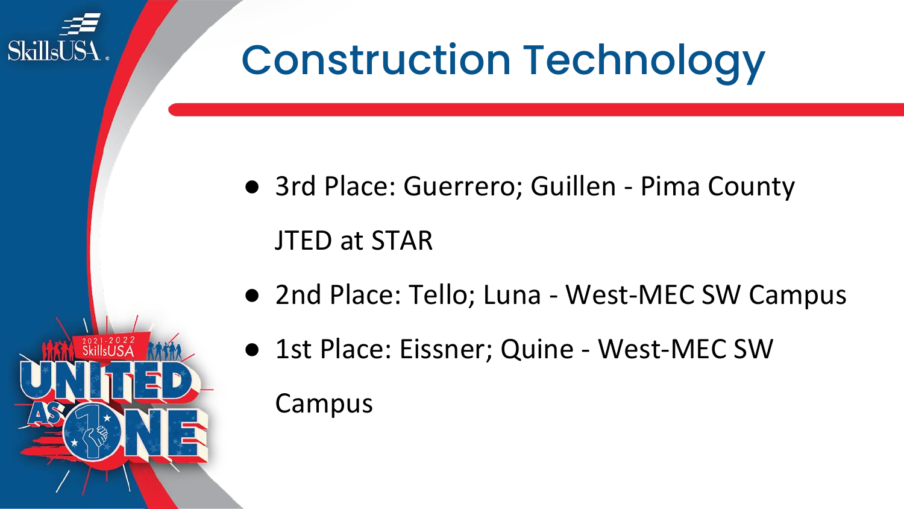# Construction Technology

- 3rd Place: Guerrero; Guillen - Pima County JTED at STAR
- 2nd Place: Tello; Luna - West-MEC SW Campus
- 1st Place: Eissner; Quine - West-MEC SW Campus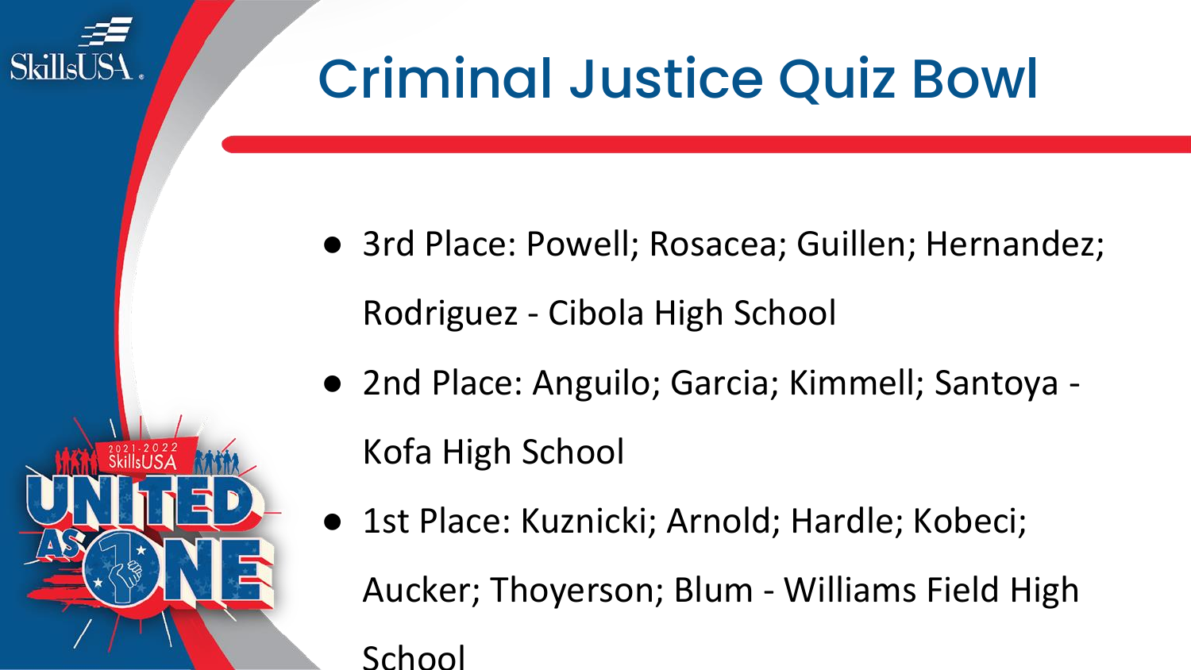# Criminal Justice Quiz Bowl

- 3rd Place: Powell; Rosacea; Guillen; Hernandez; Rodriguez - Cibola High School
- 2nd Place: Anguilo; Garcia; Kimmell; Santoya - Kofa High School
- 1st Place: Kuznicki; Arnold; Hardle; Kobeci; Aucker; Thoyerson; Blum - Williams Field High School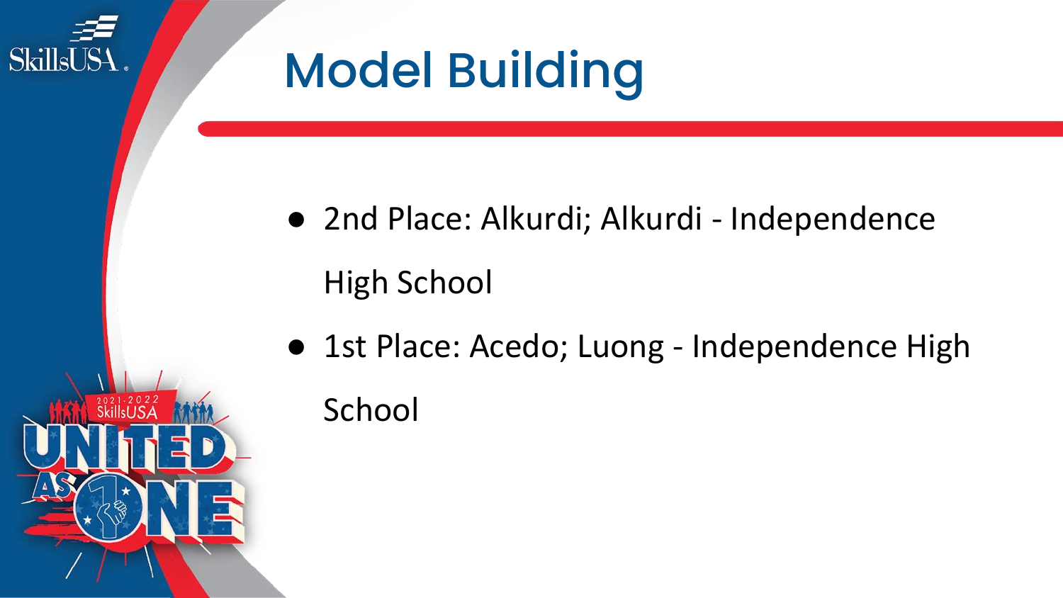# Model Building

- 2nd Place: Alkurdi; Alkurdi - Independence High School
- 1st Place: Acedo; Luong - Independence High School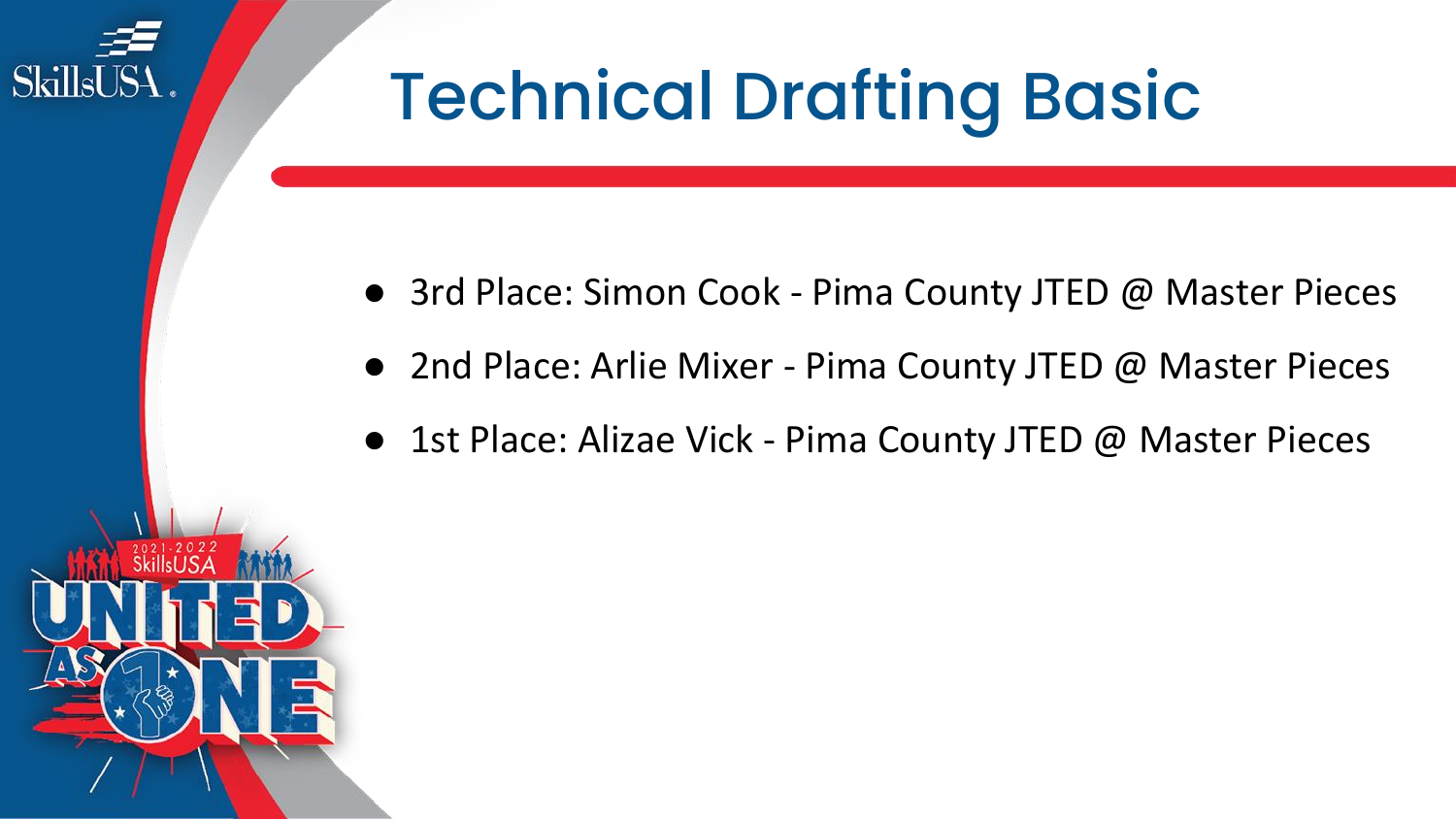# Technical Drafting Basic

- 3rd Place: Simon Cook - Pima County JTED @ Master Pieces
- 2nd Place: Arlie Mixer - Pima County JTED @ Master Pieces
- 1st Place: Alizae Vick - Pima County JTED @ Master Pieces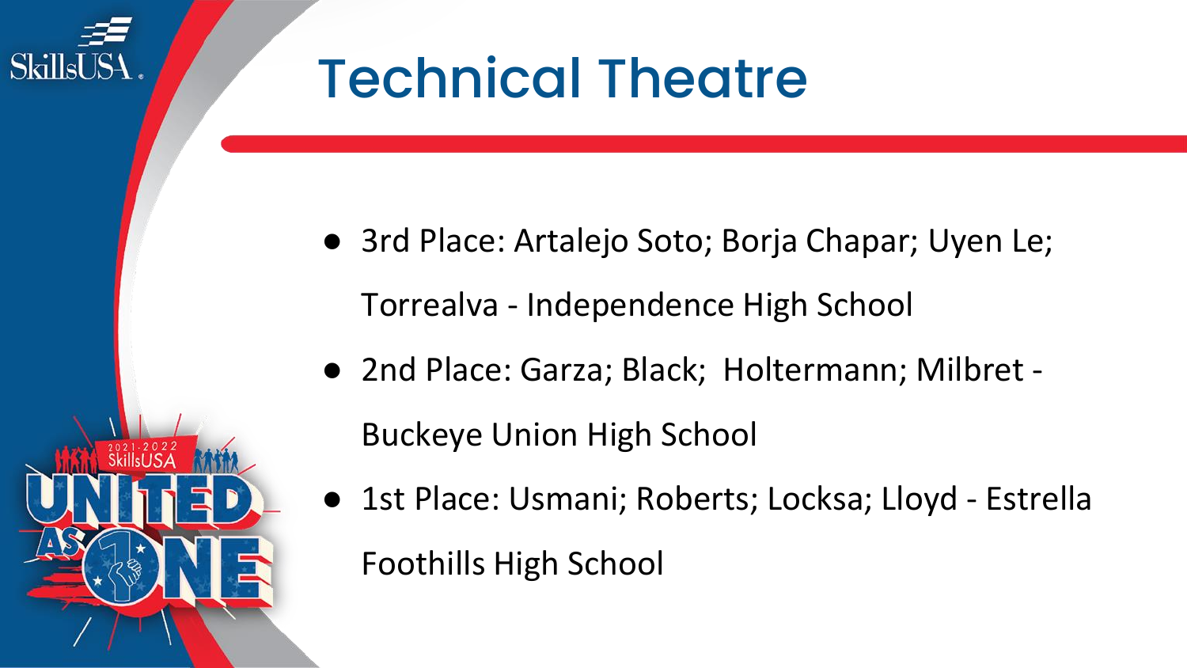# Technical Theatre

- 3rd Place: Artalejo Soto; Borja Chapar; Uyen Le; Torrealva - Independence High School
- 2nd Place: Garza; Black; Holtermann; Milbret - Buckeye Union High School
- 1st Place: Usmani; Roberts; Locksa; Lloyd - Estrella Foothills High School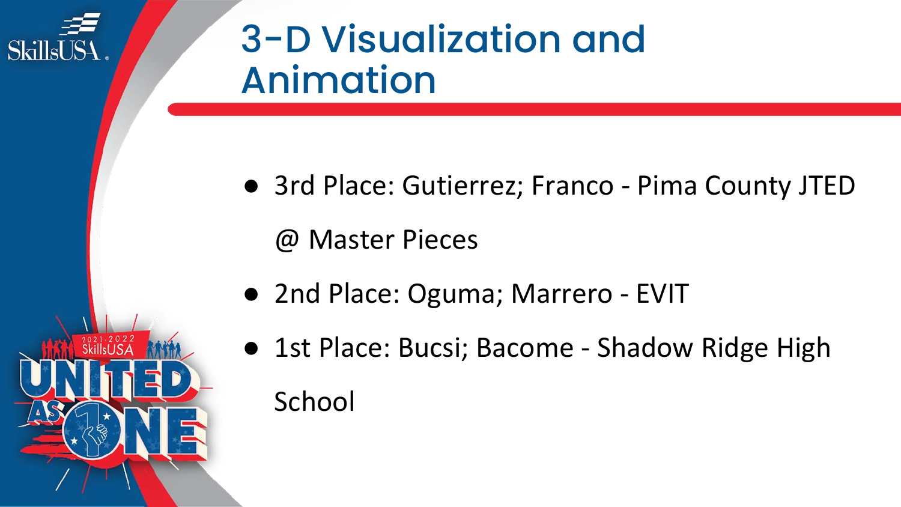# 3-D Visualization and Animation

- 3rd Place: Gutierrez; Franco - Pima County JTED @ Master Pieces
- 2nd Place: Oguma; Marrero - EVIT
- 1st Place: Bucsi; Bacome - Shadow Ridge High School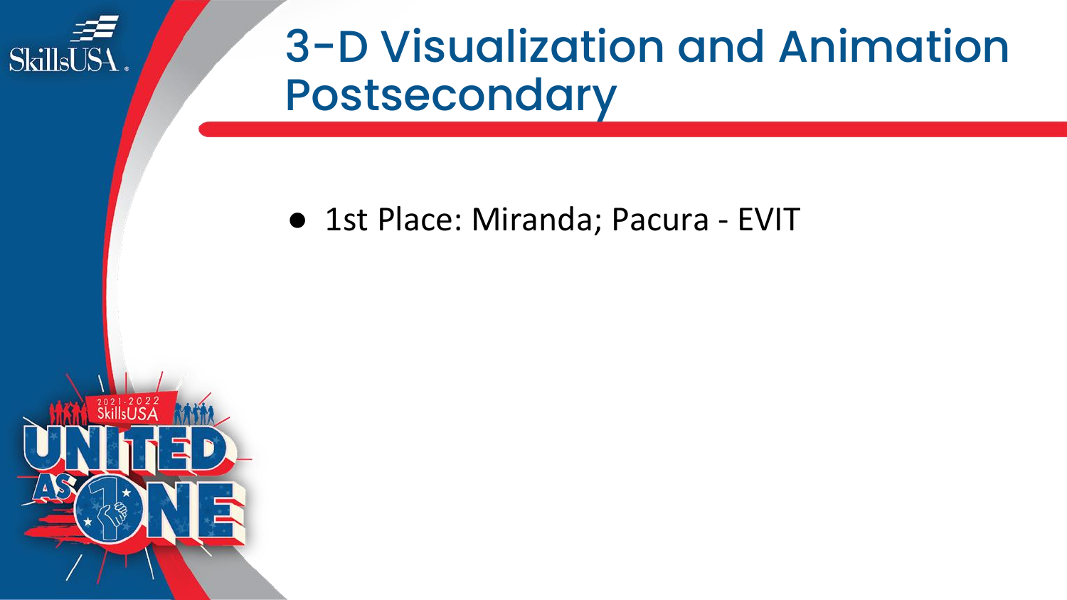# 3-D Visualization and Animation Postsecondary

- 1st Place: Miranda; Pacura - EVIT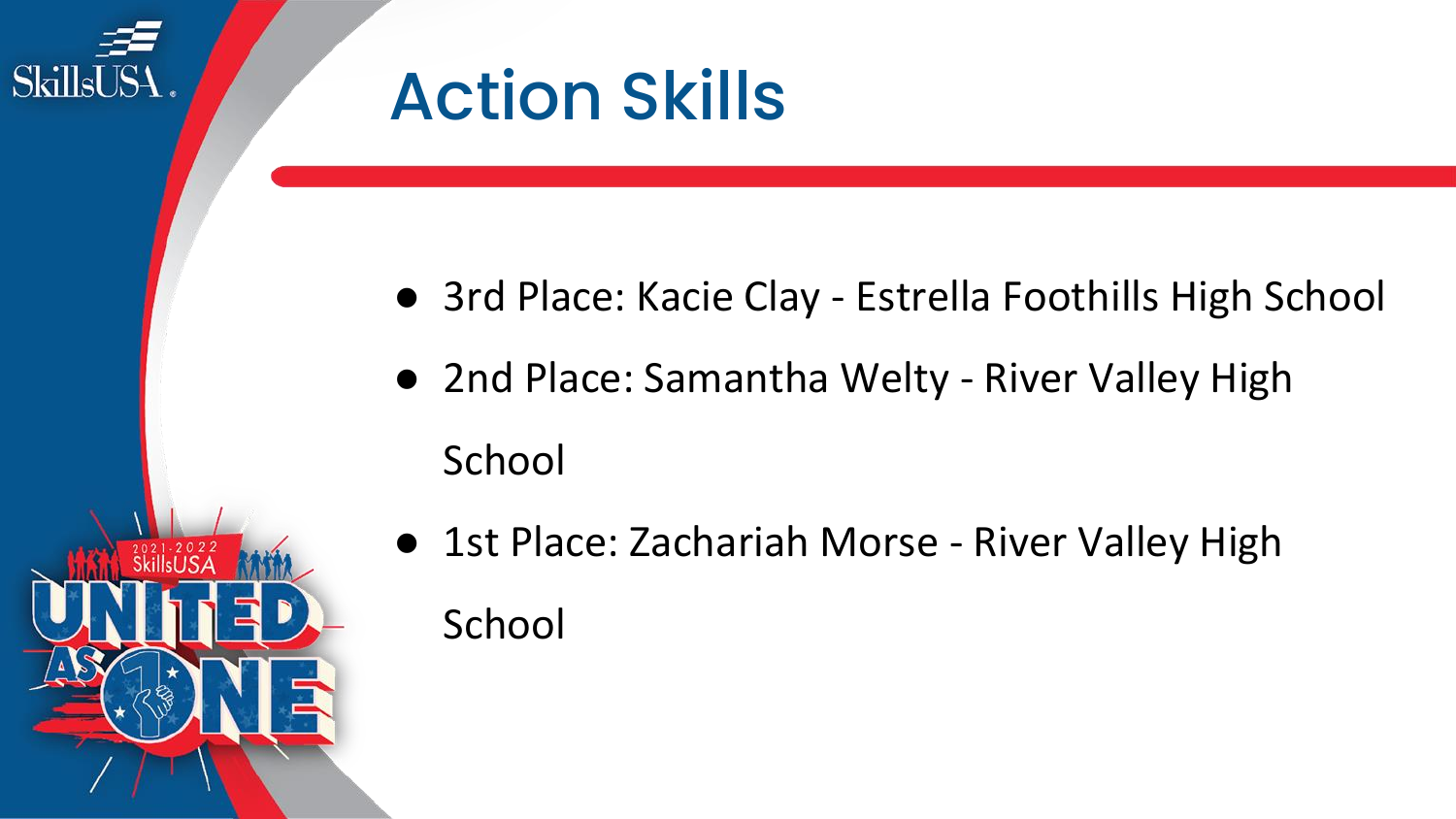# Action Skills

- 3rd Place: Kacie Clay - Estrella Foothills High School
- 2nd Place: Samantha Welty - River Valley High School
- 1st Place: Zachariah Morse - River Valley High School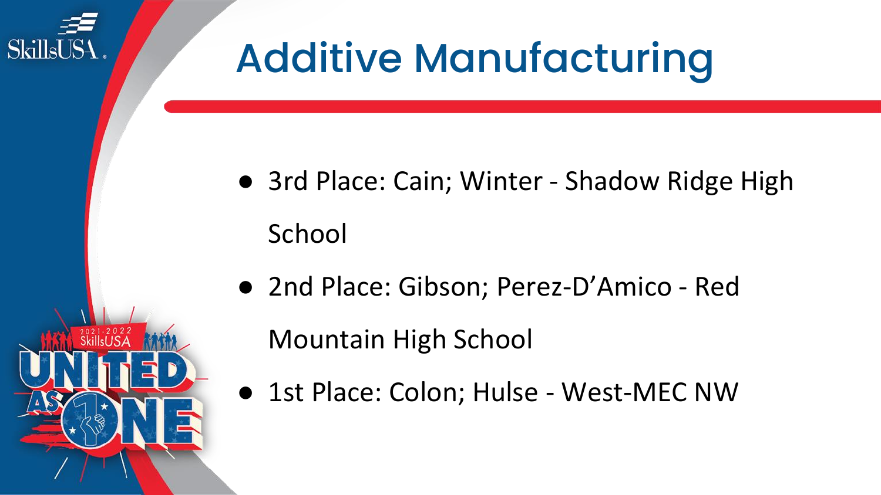# Additive Manufacturing

- 3rd Place: Cain; Winter - Shadow Ridge High School
- 2nd Place: Gibson; Perez-D'Amico - Red Mountain High School
- 1st Place: Colon; Hulse - West-MEC NW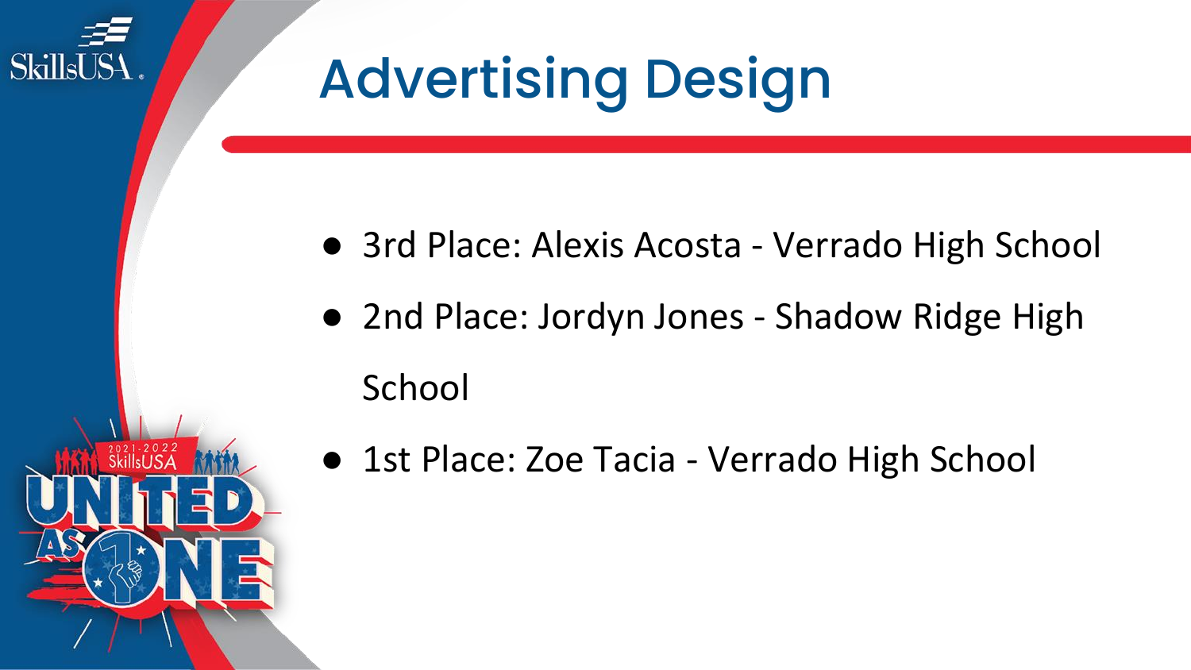# Advertising Design

- 3rd Place: Alexis Acosta - Verrado High School
- 2nd Place: Jordyn Jones - Shadow Ridge High School
- 1st Place: Zoe Tacia - Verrado High School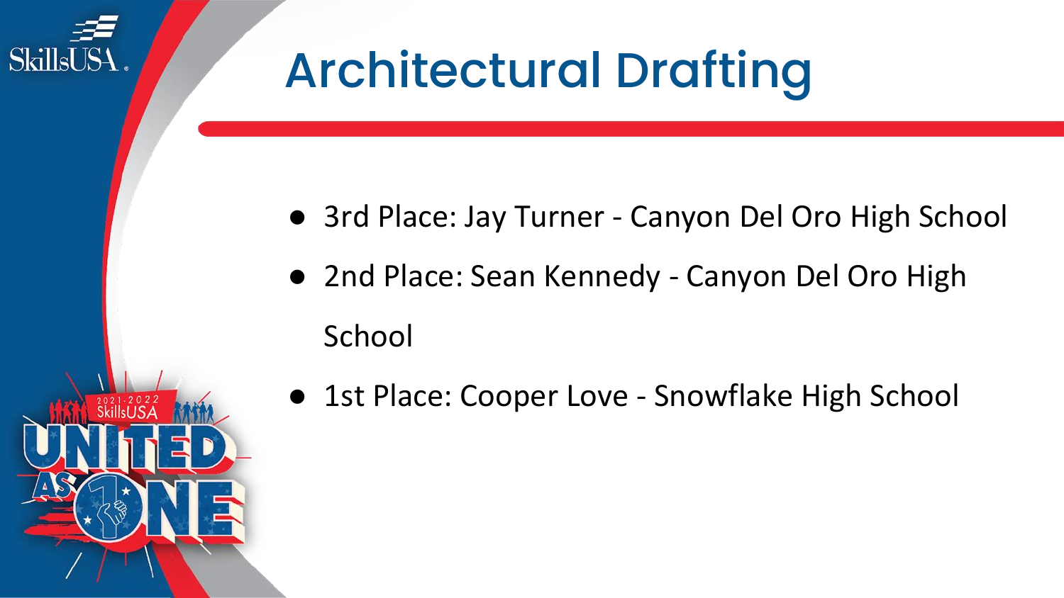# Architectural Drafting

- 3rd Place: Jay Turner - Canyon Del Oro High School
- 2nd Place: Sean Kennedy - Canyon Del Oro High School
- 1st Place: Cooper Love - Snowflake High School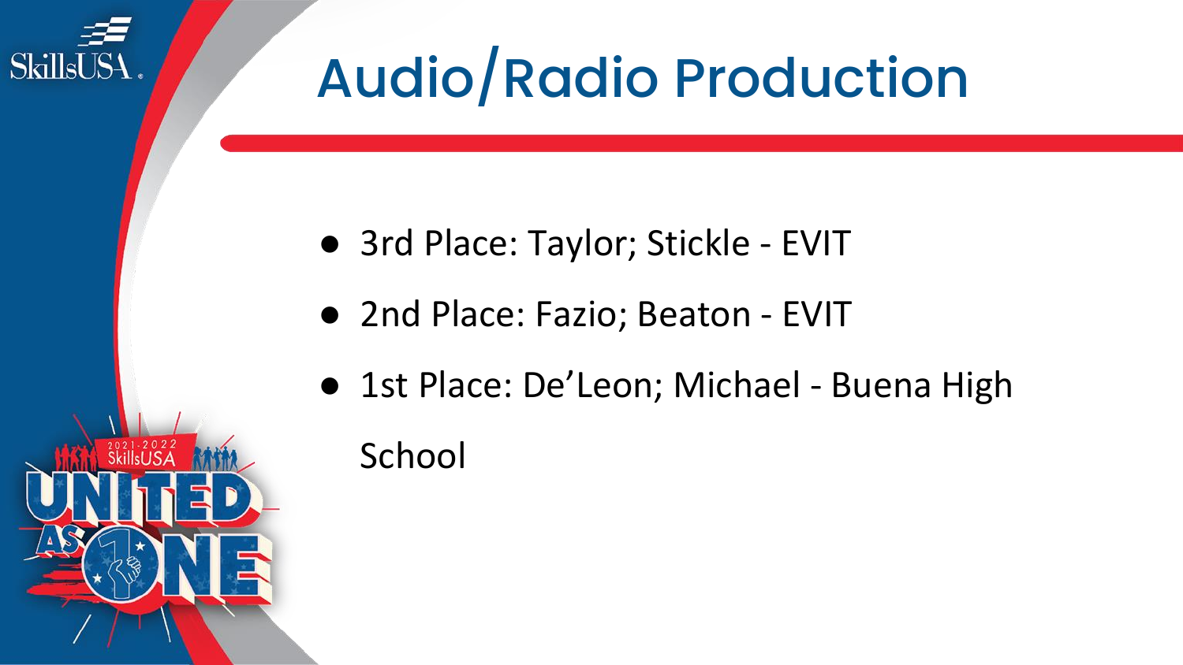# Audio/Radio Production

- 3rd Place: Taylor; Stickle - EVIT
- 2nd Place: Fazio; Beaton - EVIT
- 1st Place: De'Leon; Michael - Buena High School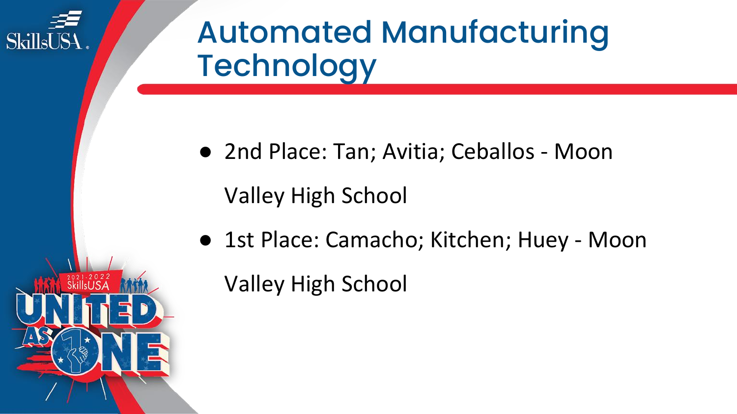# Automated Manufacturing Technology

- 2nd Place: Tan; Avitia; Ceballos - Moon Valley High School
- 1st Place: Camacho; Kitchen; Huey - Moon Valley High School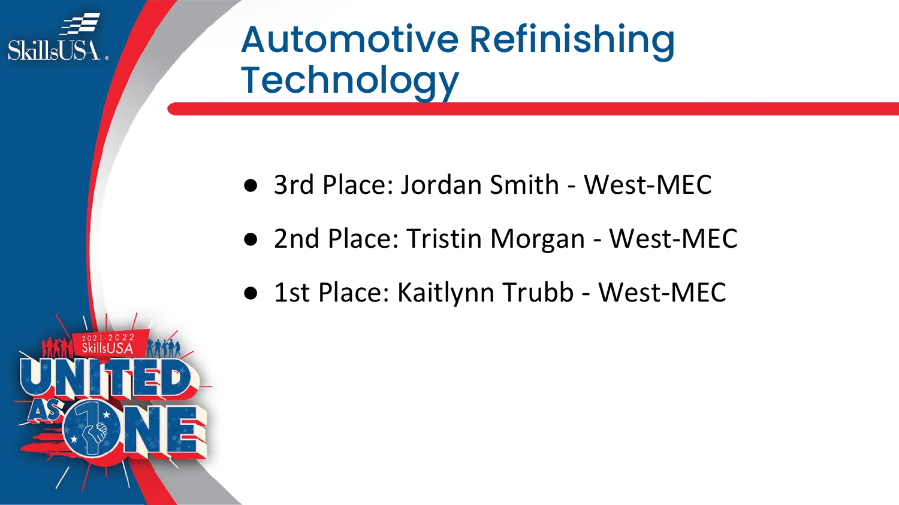# Automotive Refinishing Technology

- 3rd Place: Jordan Smith - West-MEC
- 2nd Place: Tristin Morgan - West-MEC
- 1st Place: Kaitlynn Trubb - West-MEC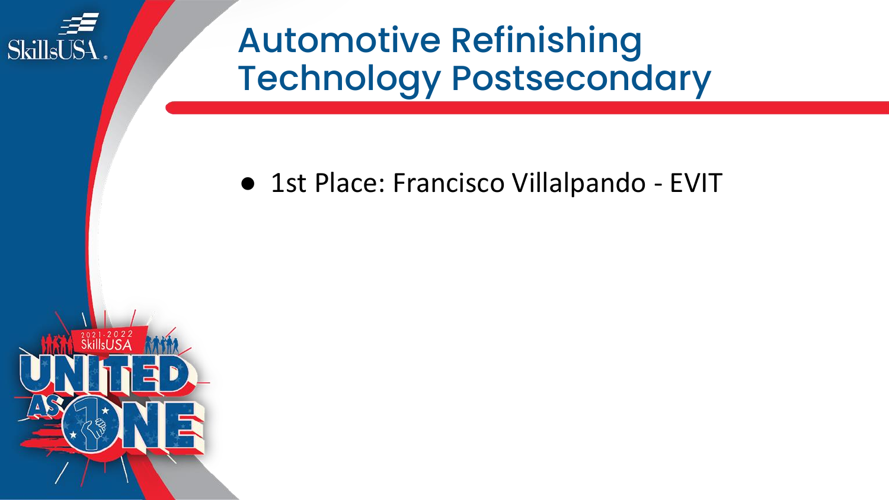# Automotive Refinishing Technology Postsecondary

- 1st Place: Francisco Villalpando - EVIT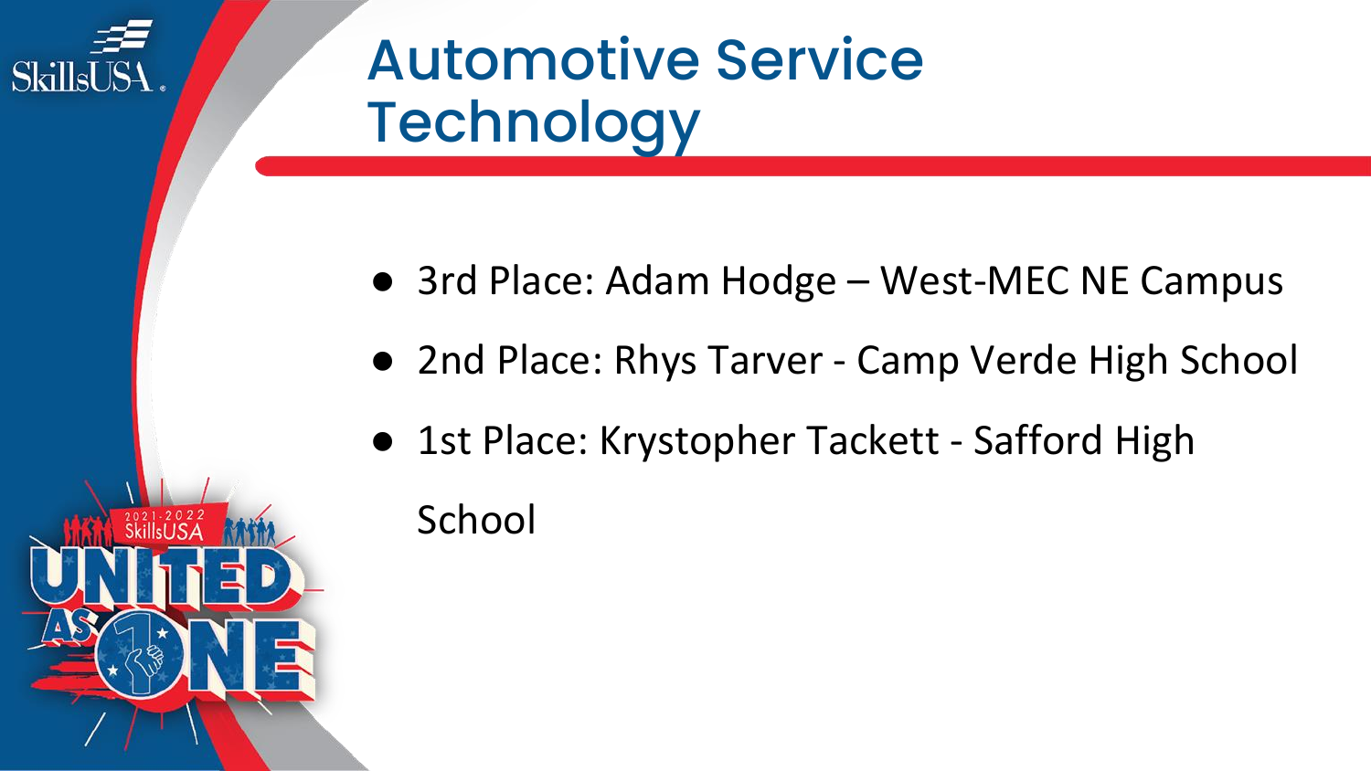# Automotive Service Technology

- 3rd Place: Adam Hodge – West-MEC NE Campus
- 2nd Place: Rhys Tarver - Camp Verde High School
- 1st Place: Krystopher Tackett - Safford High School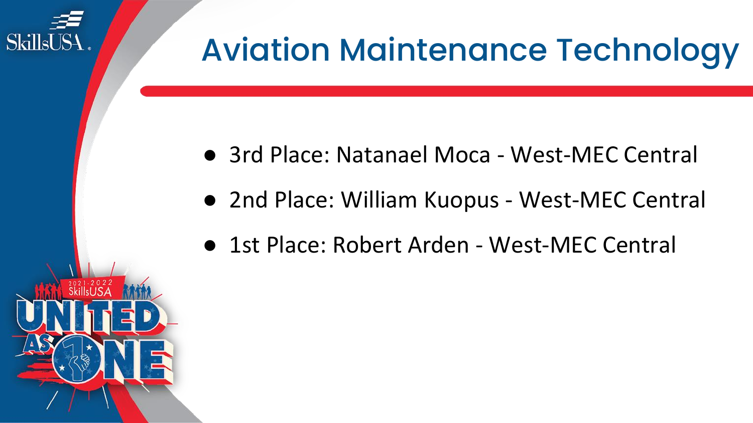# Aviation Maintenance Technology

- 3rd Place: Natanael Moca - West-MEC Central
- 2nd Place: William Kuopus - West-MEC Central
- 1st Place: Robert Arden - West-MEC Central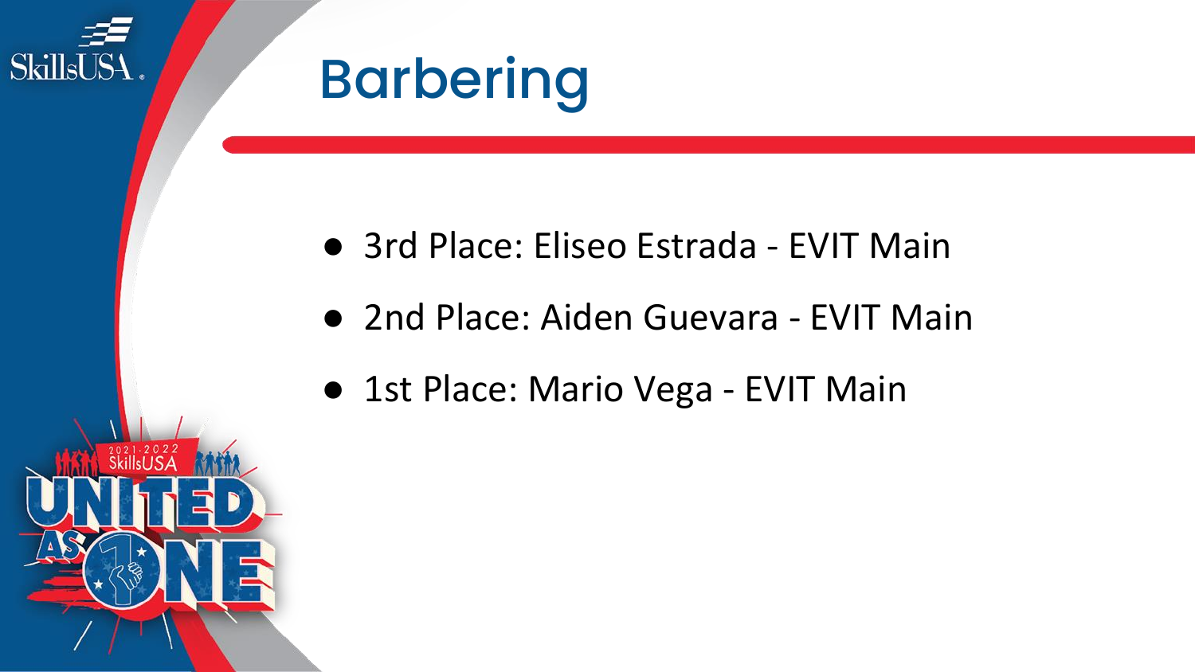# Barbering

- 3rd Place: Eliseo Estrada - EVIT Main
- 2nd Place: Aiden Guevara - EVIT Main
- 1st Place: Mario Vega - EVIT Main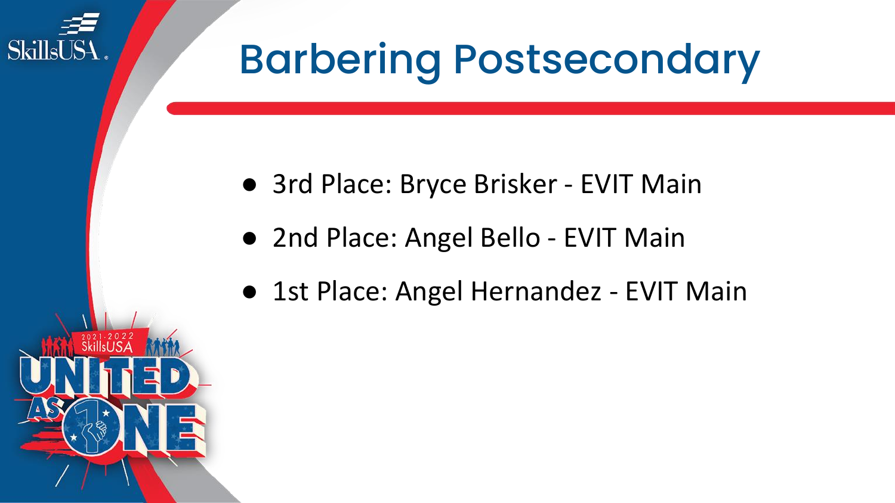# Barbering Postsecondary

- 3rd Place: Bryce Brisker - EVIT Main
- 2nd Place: Angel Bello - EVIT Main
- 1st Place: Angel Hernandez - EVIT Main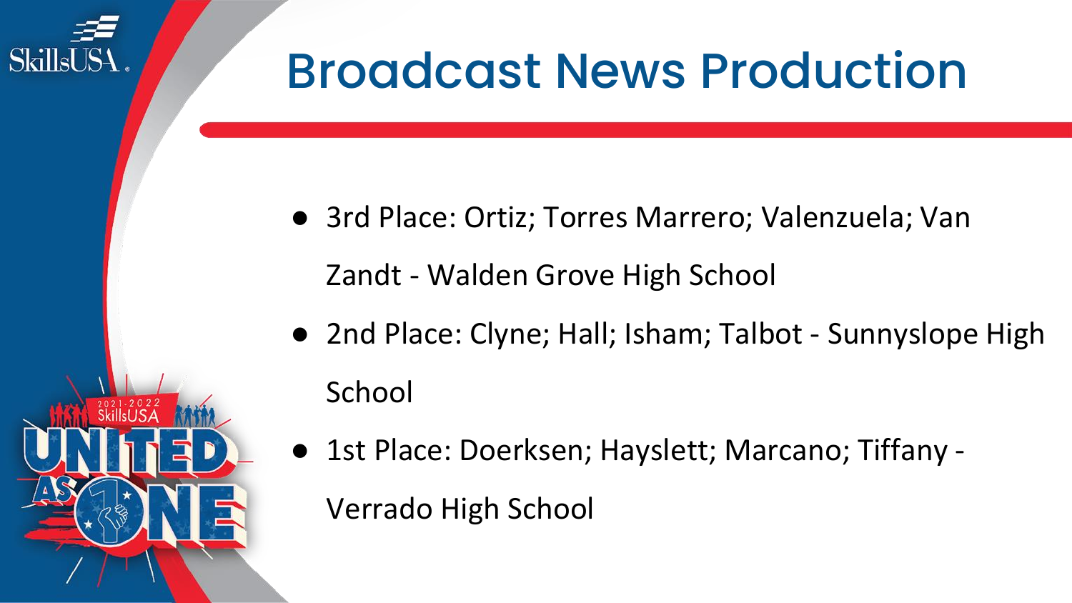# Broadcast News Production

- 3rd Place: Ortiz; Torres Marrero; Valenzuela; Van Zandt - Walden Grove High School
- 2nd Place: Clyne; Hall; Isham; Talbot - Sunnyslope High School
- 1st Place: Doerksen; Hayslett; Marcano; Tiffany - Verrado High School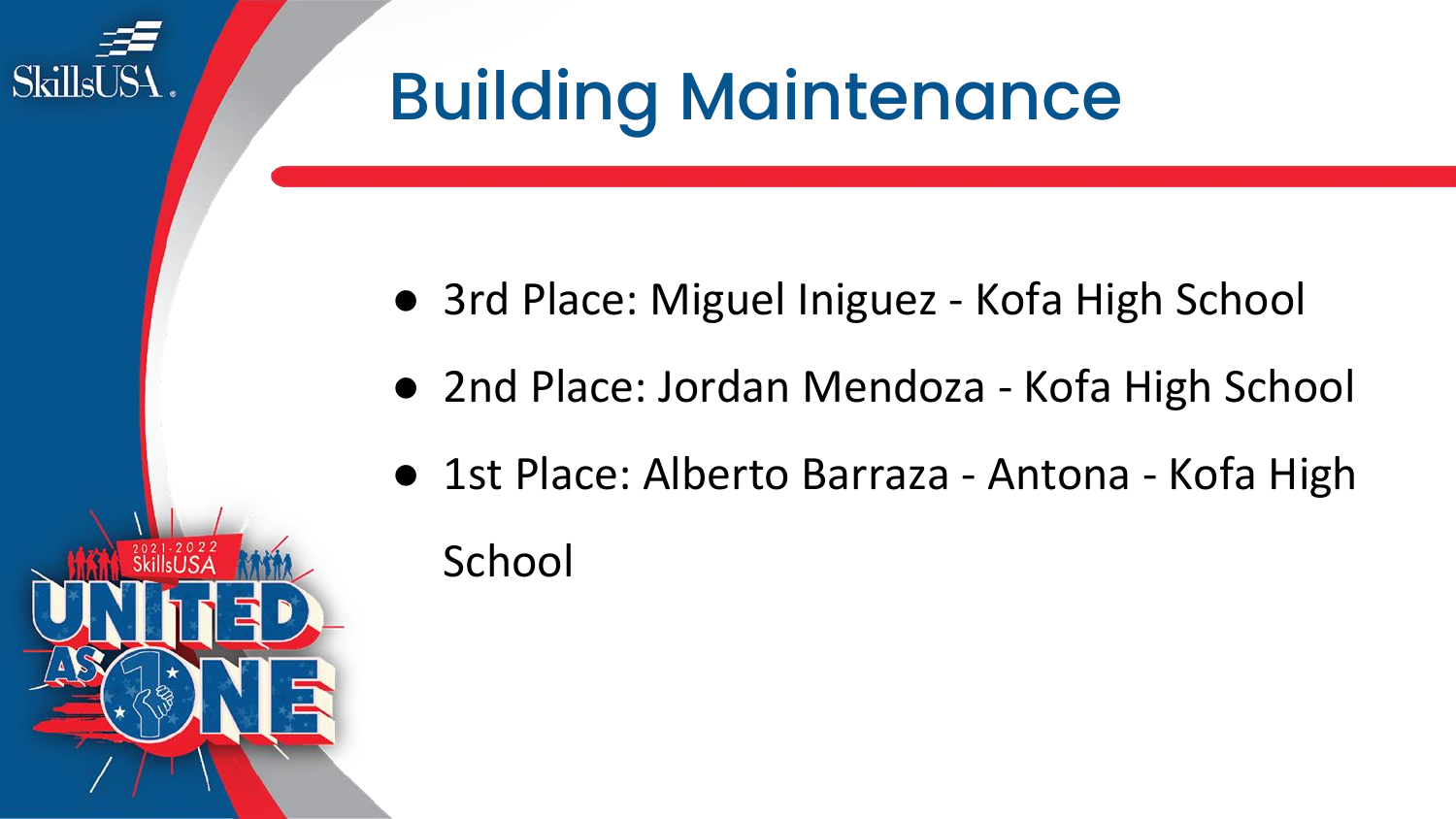# Building Maintenance

- 3rd Place: Miguel Iniguez - Kofa High School
- 2nd Place: Jordan Mendoza - Kofa High School
- 1st Place: Alberto Barraza - Antona - Kofa High School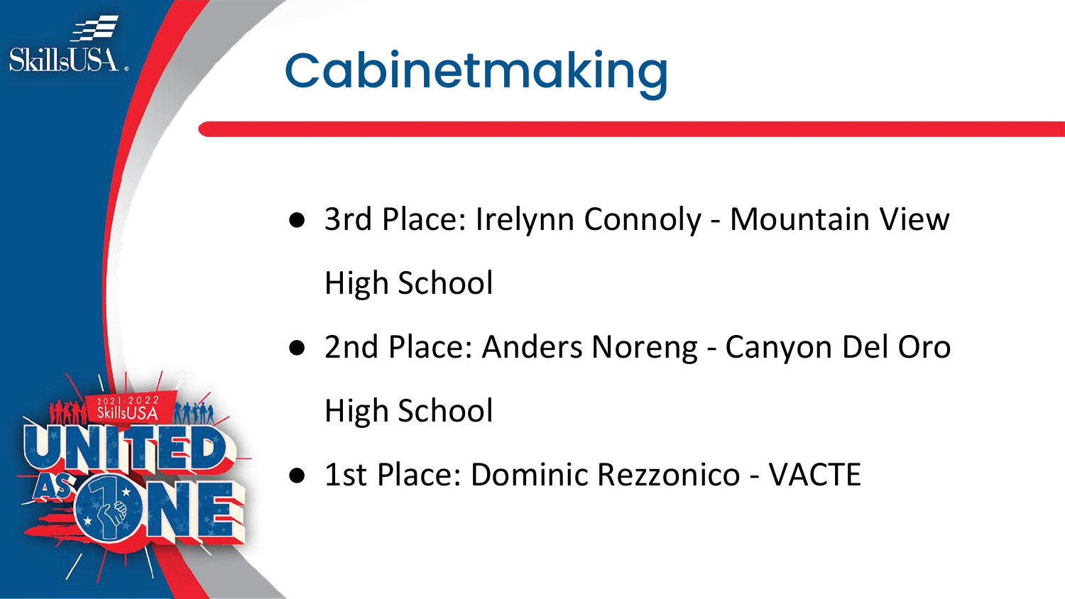# Cabinetmaking

- 3rd Place: Irelynn Connoly - Mountain View High School
- 2nd Place: Anders Noreng - Canyon Del Oro High School
- 1st Place: Dominic Rezzonico - VACTE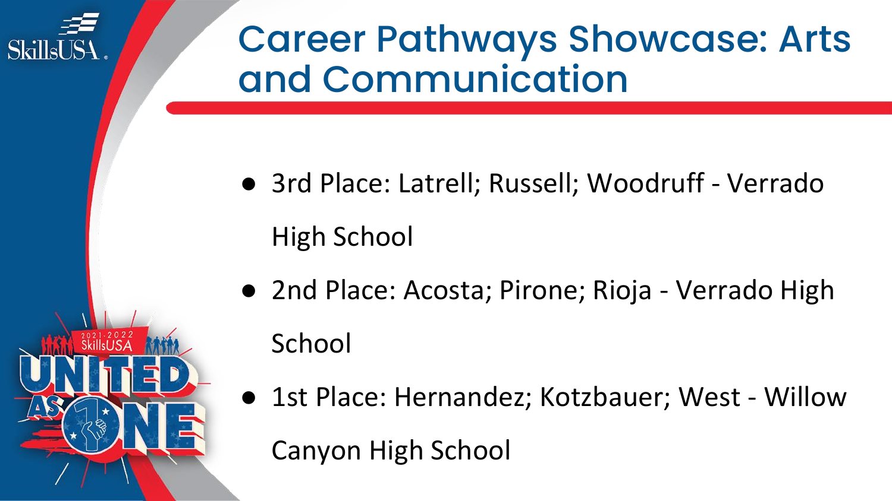# Career Pathways Showcase: Arts and Communication

- 3rd Place: Latrell; Russell; Woodruff - Verrado High School
- 2nd Place: Acosta; Pirone; Rioja - Verrado High School
- 1st Place: Hernandez; Kotzbauer; West - Willow Canyon High School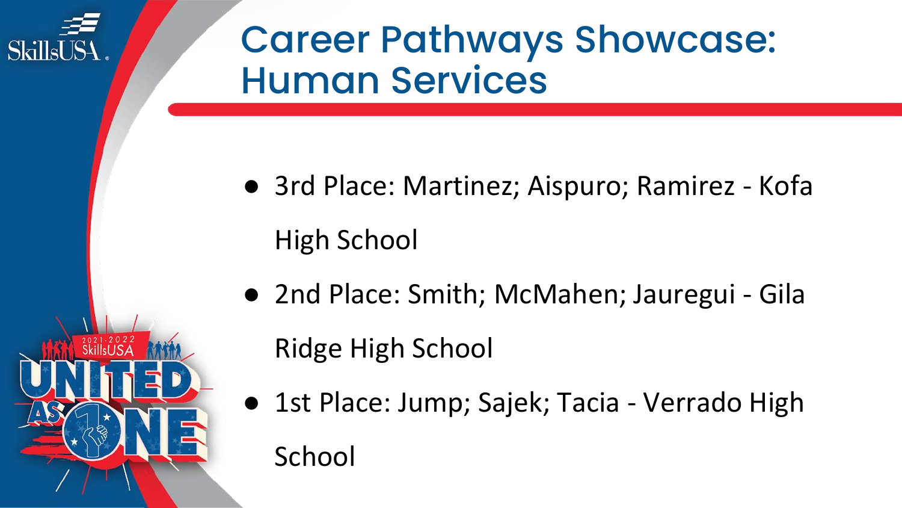# Career Pathways Showcase: Human Services

- 3rd Place: Martinez; Aispuro; Ramirez - Kofa High School
- 2nd Place: Smith; McMahen; Jauregui - Gila Ridge High School
- 1st Place: Jump; Sajek; Tacia - Verrado High School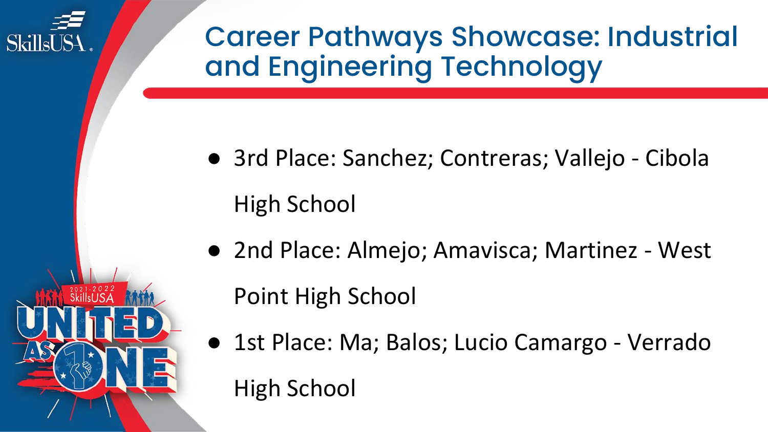# Career Pathways Showcase: Industrial and Engineering Technology

- 3rd Place: Sanchez; Contreras; Vallejo - Cibola High School
- 2nd Place: Almejo; Amavisca; Martinez - West Point High School
- 1st Place: Ma; Balos; Lucio Camargo - Verrado High School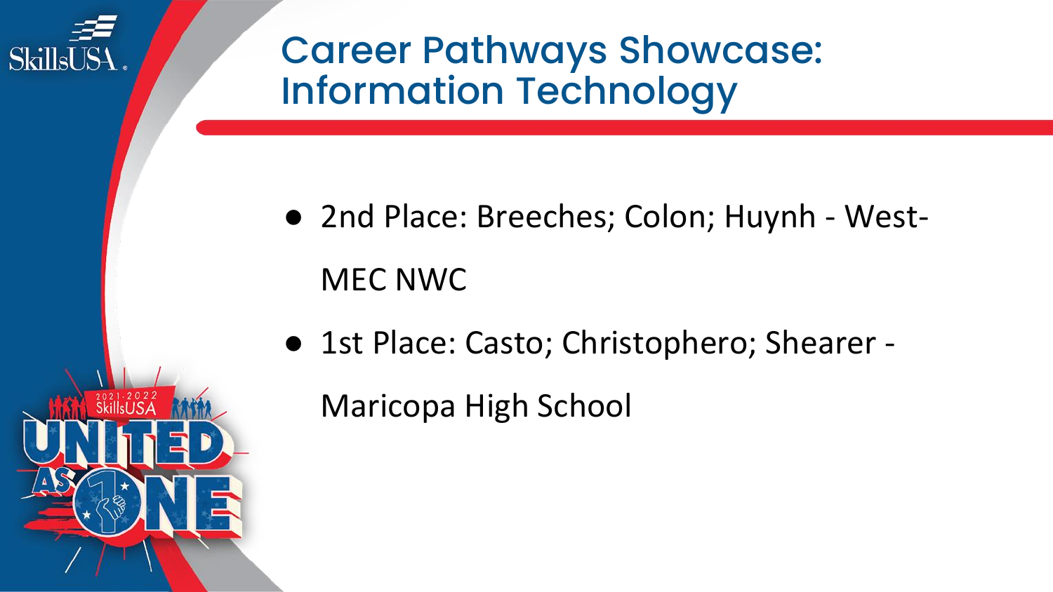# Career Pathways Showcase: Information Technology

- 2nd Place: Breeches; Colon; Huynh - West-MEC NWC
- 1st Place: Casto; Christophero; Shearer - Maricopa High School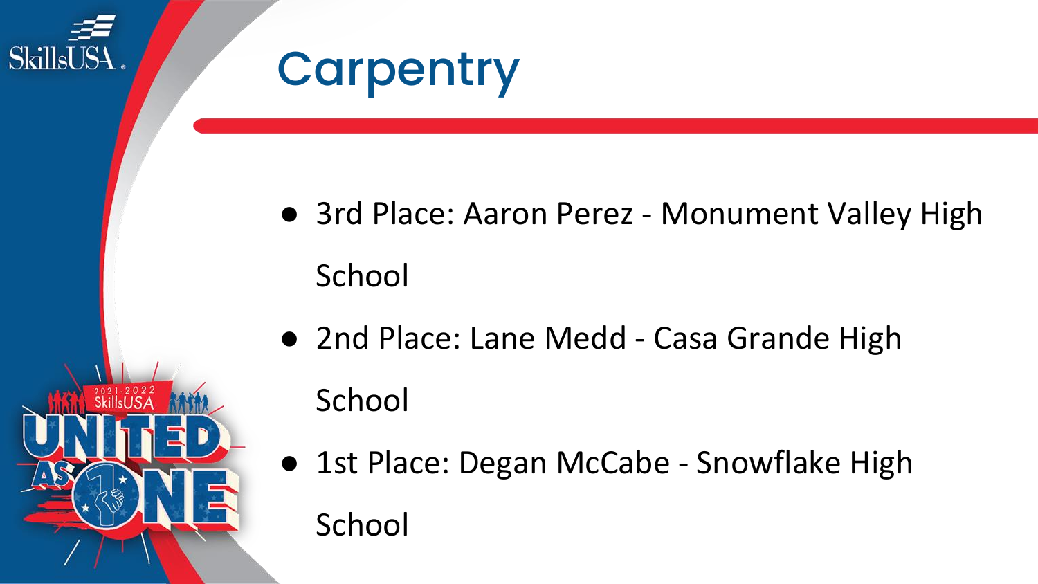# Carpentry

- 3rd Place: Aaron Perez - Monument Valley High School
- 2nd Place: Lane Medd - Casa Grande High School
- 1st Place: Degan McCabe - Snowflake High School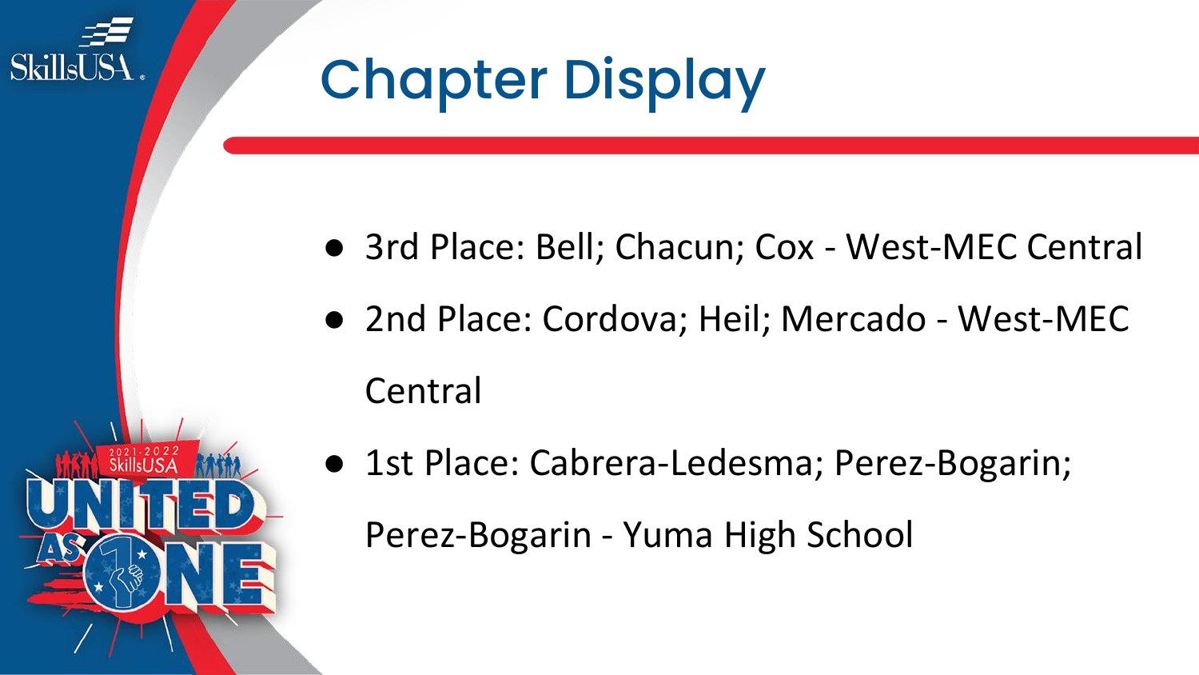# Chapter Display

- 3rd Place: Bell; Chacun; Cox - West-MEC Central
- 2nd Place: Cordova; Heil; Mercado - West-MEC Central
- 1st Place: Cabrera-Ledesma; Perez-Bogarin; Perez-Bogarin - Yuma High School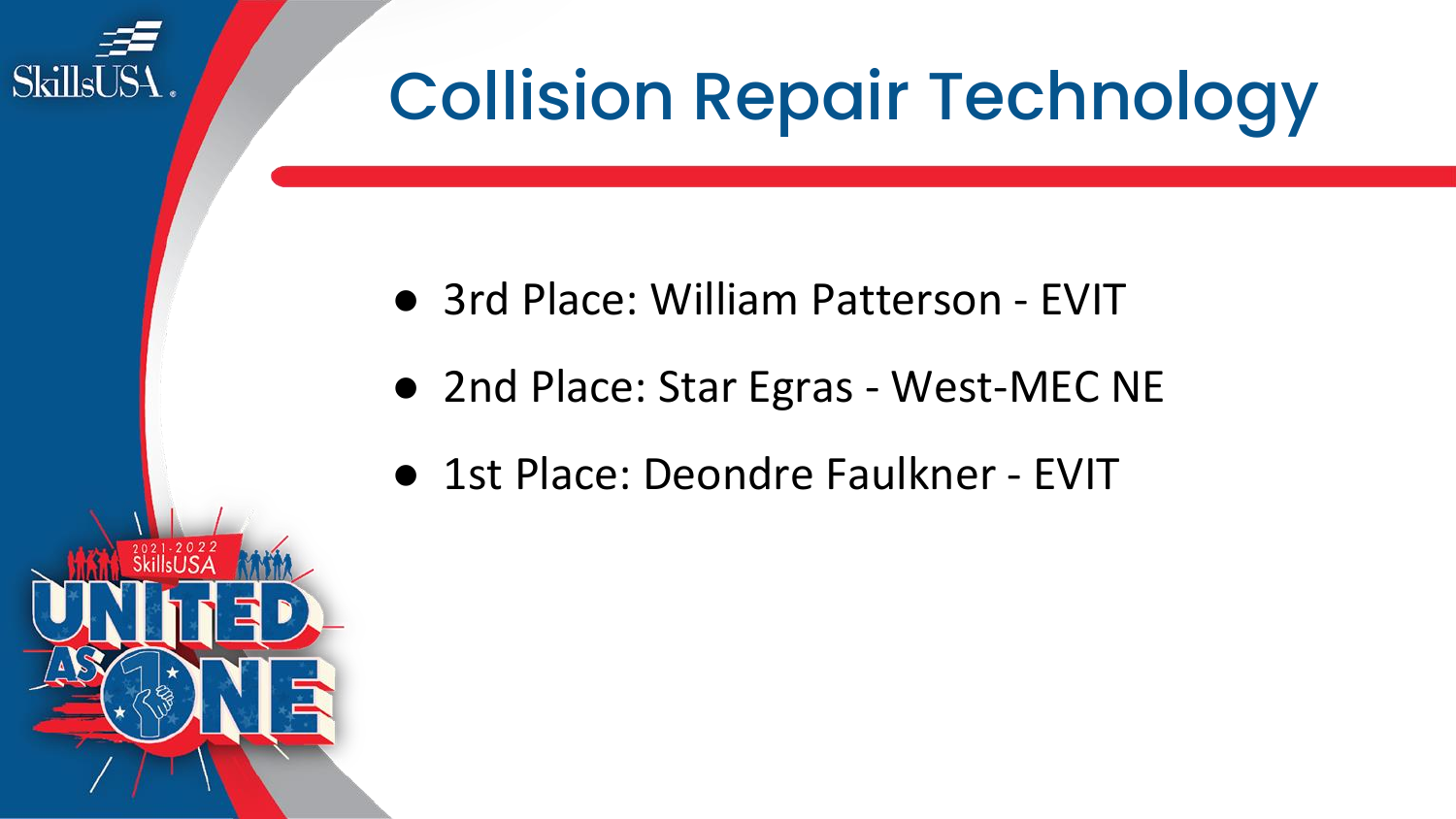# Collision Repair Technology

- 3rd Place: William Patterson - EVIT
- 2nd Place: Star Egras - West-MEC NE
- 1st Place: Deondre Faulkner - EVIT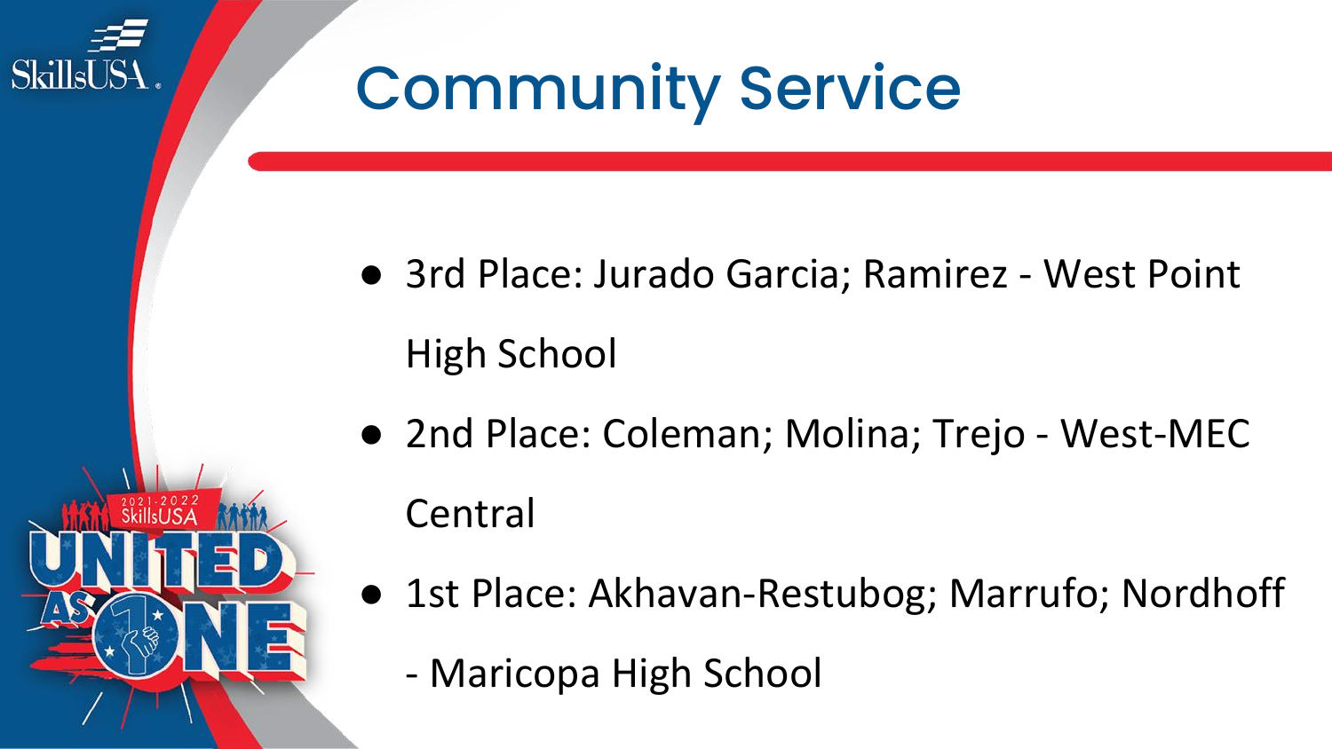# Community Service

- 3rd Place: Jurado Garcia; Ramirez - West Point High School
- 2nd Place: Coleman; Molina; Trejo - West-MEC Central
- 1st Place: Akhavan-Restubog; Marrufo; Nordhoff - Maricopa High School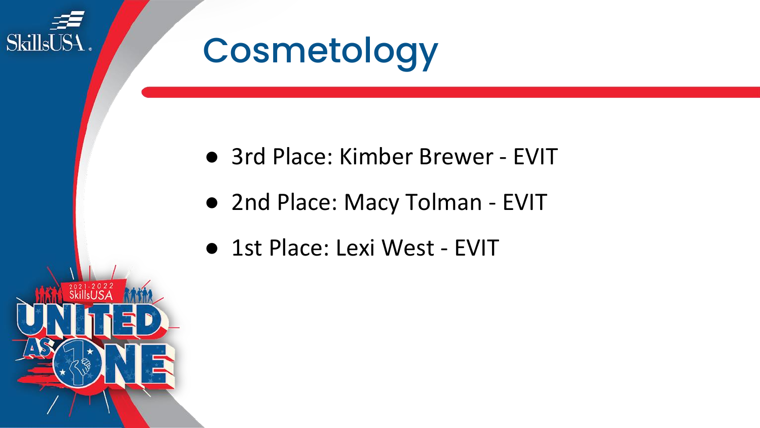# Cosmetology

- 3rd Place: Kimber Brewer - EVIT
- 2nd Place: Macy Tolman - EVIT
- 1st Place: Lexi West - EVIT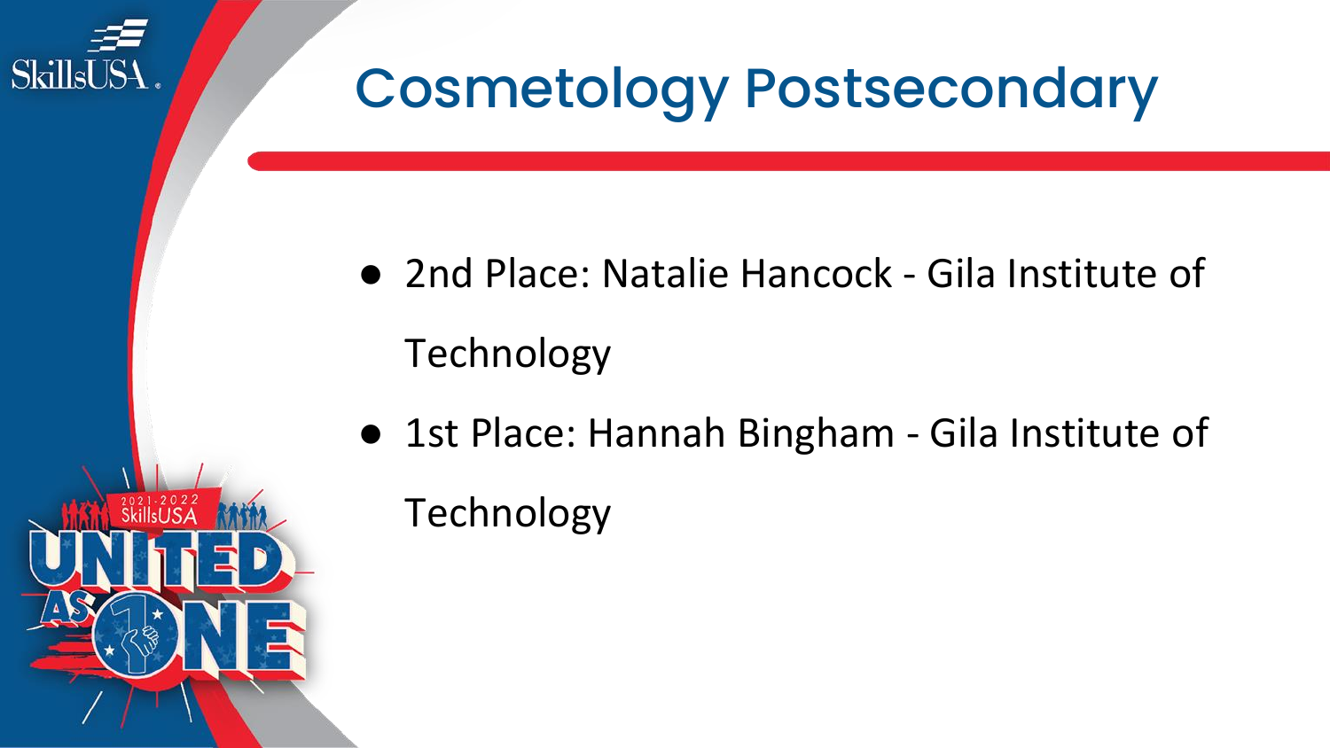# Cosmetology Postsecondary

- 2nd Place: Natalie Hancock - Gila Institute of Technology
- 1st Place: Hannah Bingham - Gila Institute of Technology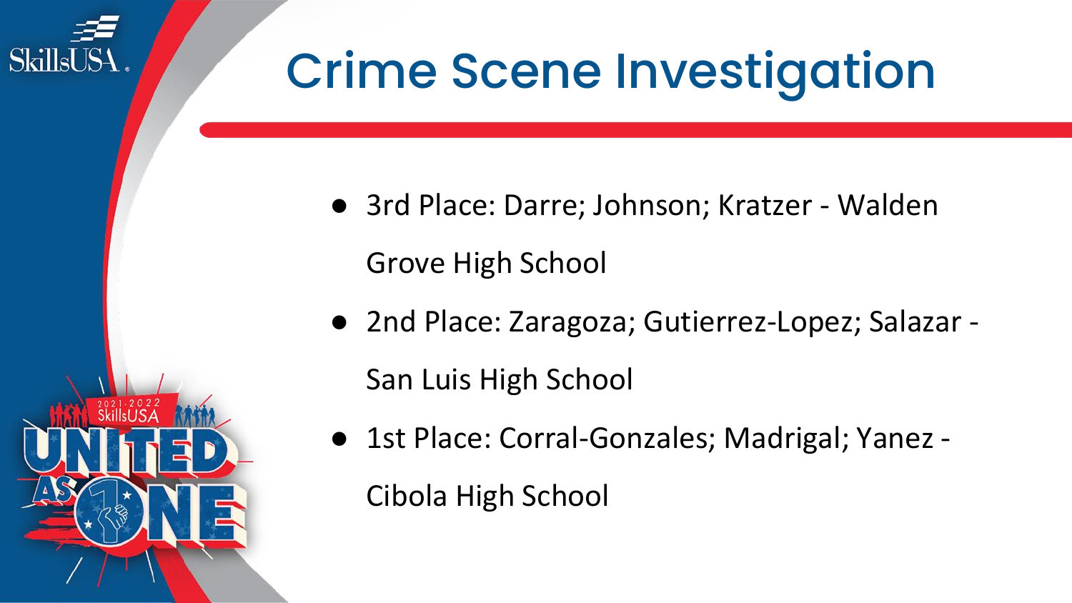# Crime Scene Investigation

- 3rd Place: Darre; Johnson; Kratzer - Walden Grove High School
- 2nd Place: Zaragoza; Gutierrez-Lopez; Salazar - San Luis High School
- 1st Place: Corral-Gonzales; Madrigal; Yanez - Cibola High School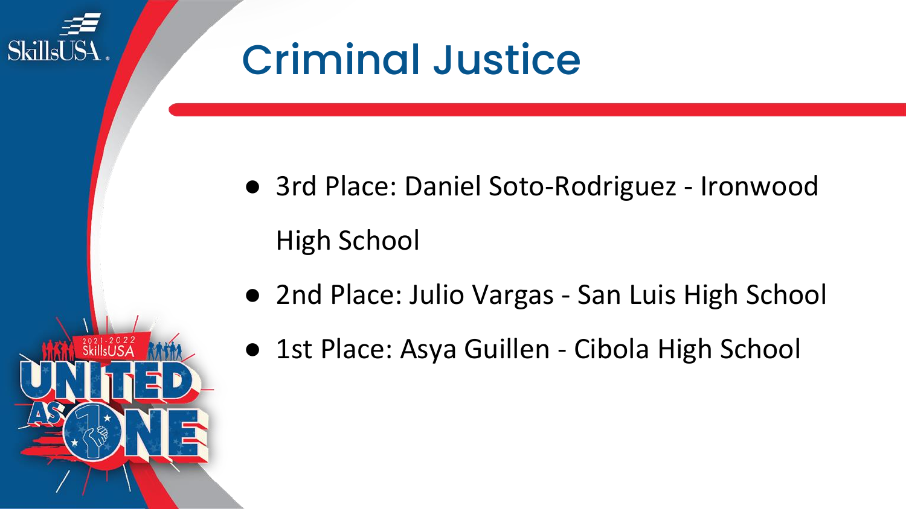# Criminal Justice

- 3rd Place: Daniel Soto-Rodriguez - Ironwood High School
- 2nd Place: Julio Vargas - San Luis High School
- 1st Place: Asya Guillen - Cibola High School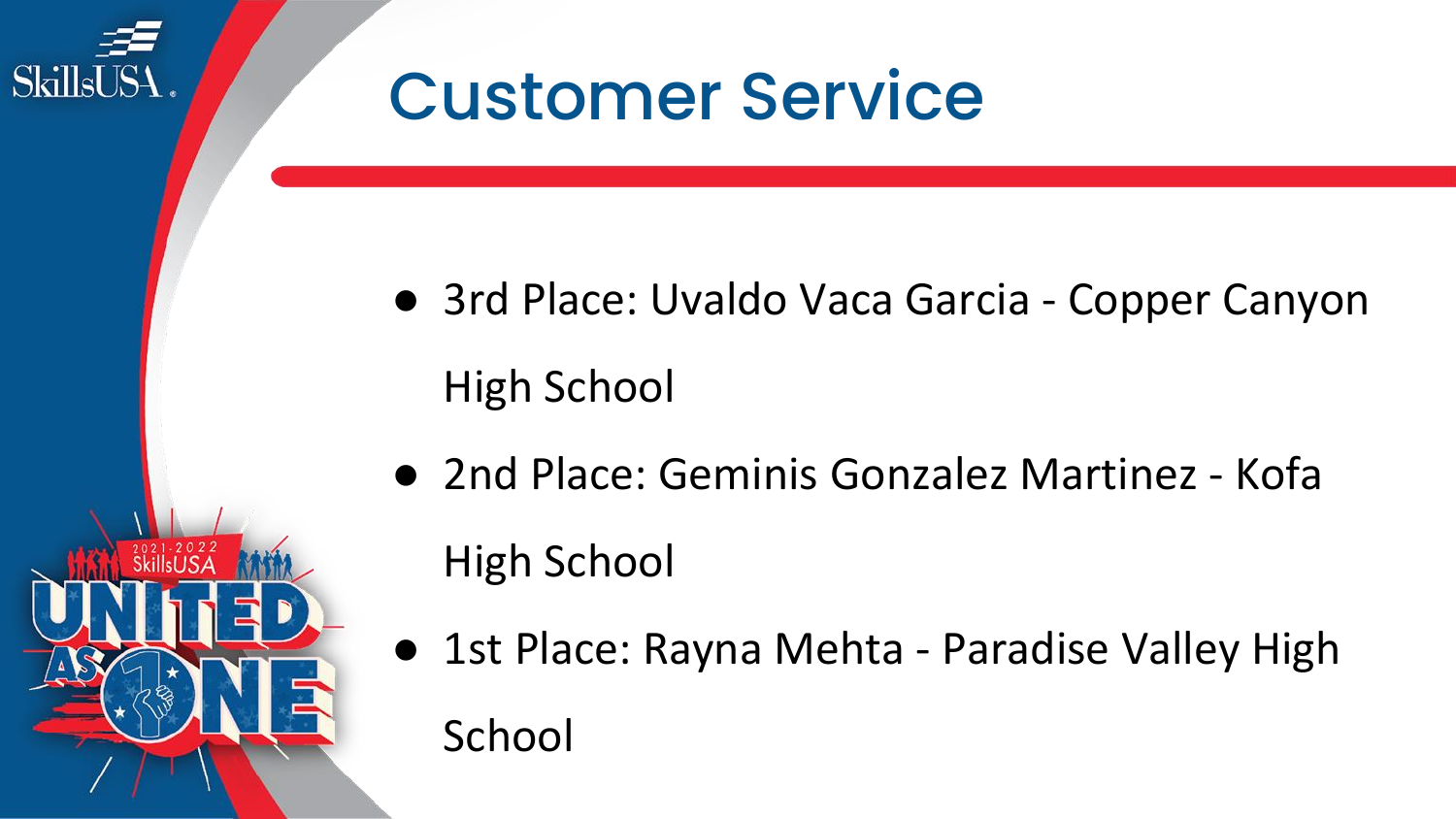# Customer Service

- 3rd Place: Uvaldo Vaca Garcia - Copper Canyon High School
- 2nd Place: Geminis Gonzalez Martinez - Kofa High School
- 1st Place: Rayna Mehta - Paradise Valley High School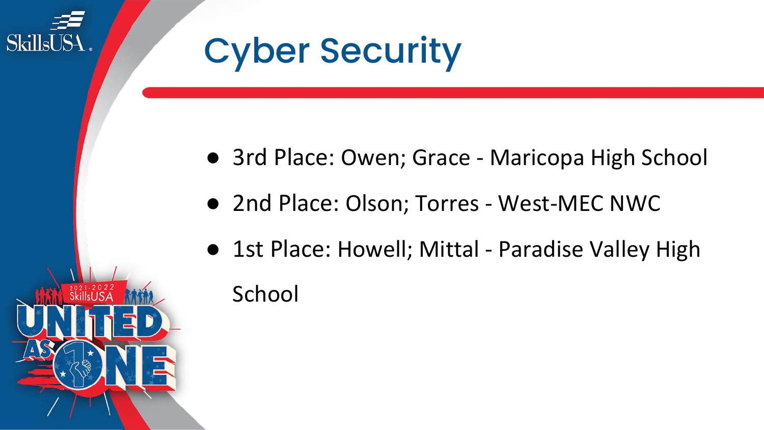# Cyber Security

- 3rd Place: Owen; Grace - Maricopa High School
- 2nd Place: Olson; Torres - West-MEC NWC
- 1st Place: Howell; Mittal - Paradise Valley High School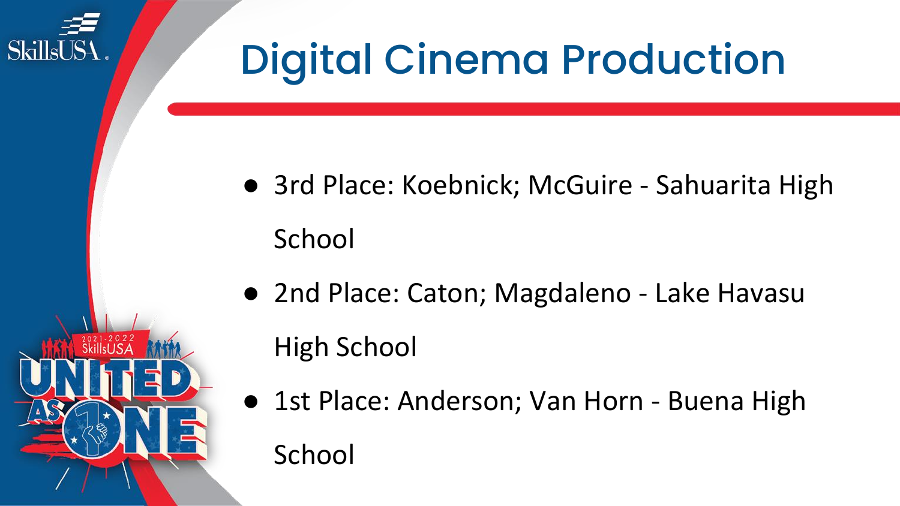# Digital Cinema Production

- 3rd Place: Koebnick; McGuire - Sahuarita High School
- 2nd Place: Caton; Magdaleno - Lake Havasu High School
- 1st Place: Anderson; Van Horn - Buena High School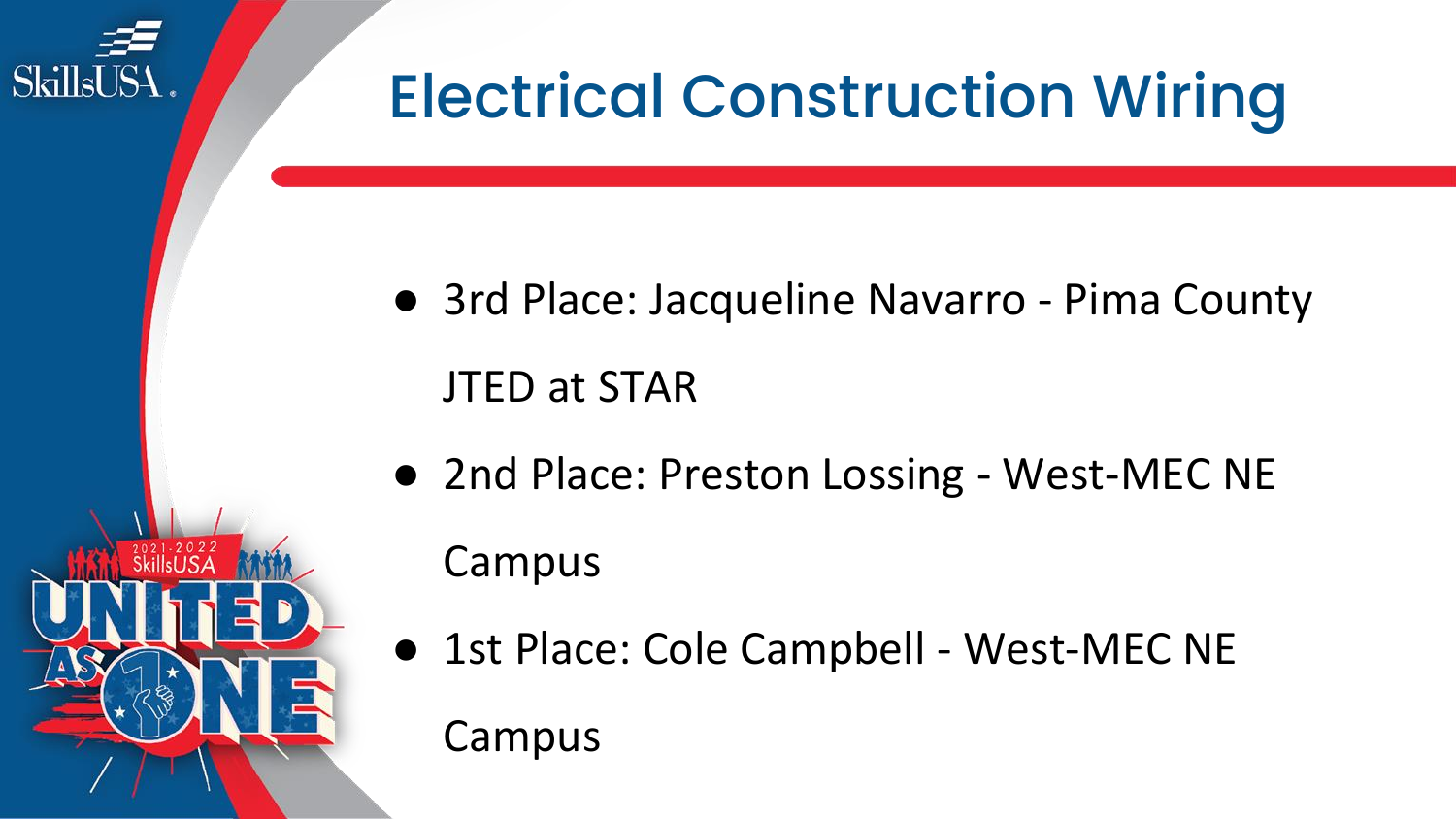# Electrical Construction Wiring

- 3rd Place: Jacqueline Navarro - Pima County JTED at STAR
- 2nd Place: Preston Lossing - West-MEC NE Campus
- 1st Place: Cole Campbell - West-MEC NE Campus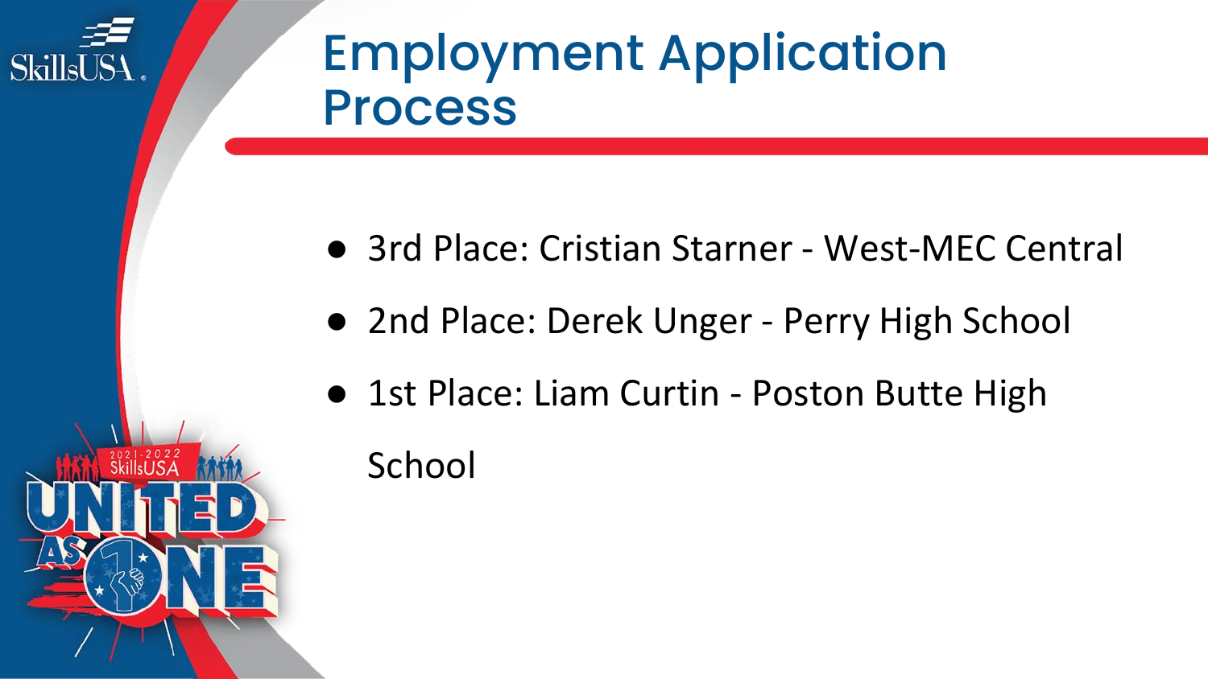# Employment Application Process

- 3rd Place: Cristian Starner - West-MEC Central
- 2nd Place: Derek Unger - Perry High School
- 1st Place: Liam Curtin - Poston Butte High School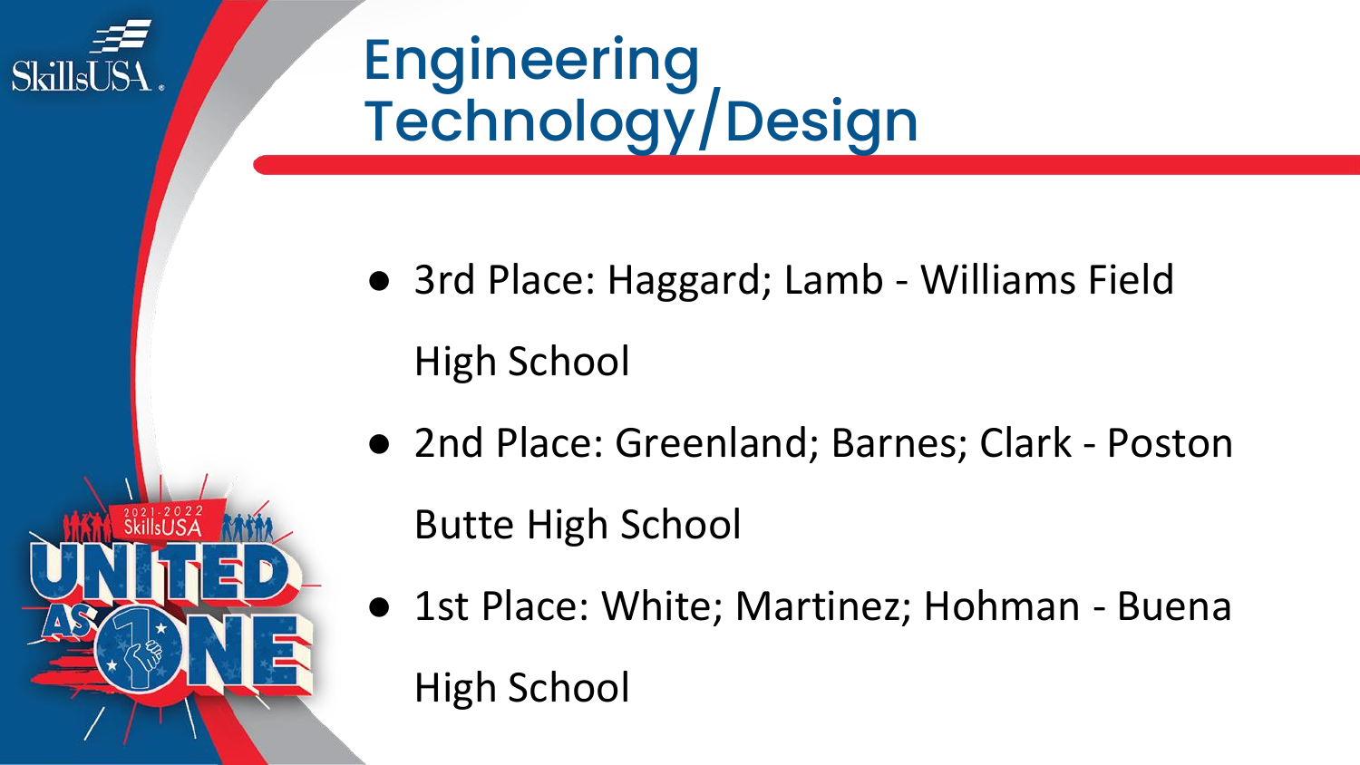# Engineering Technology/Design

- 3rd Place: Haggard; Lamb - Williams Field High School
- 2nd Place: Greenland; Barnes; Clark - Poston Butte High School
- 1st Place: White; Martinez; Hohman - Buena High School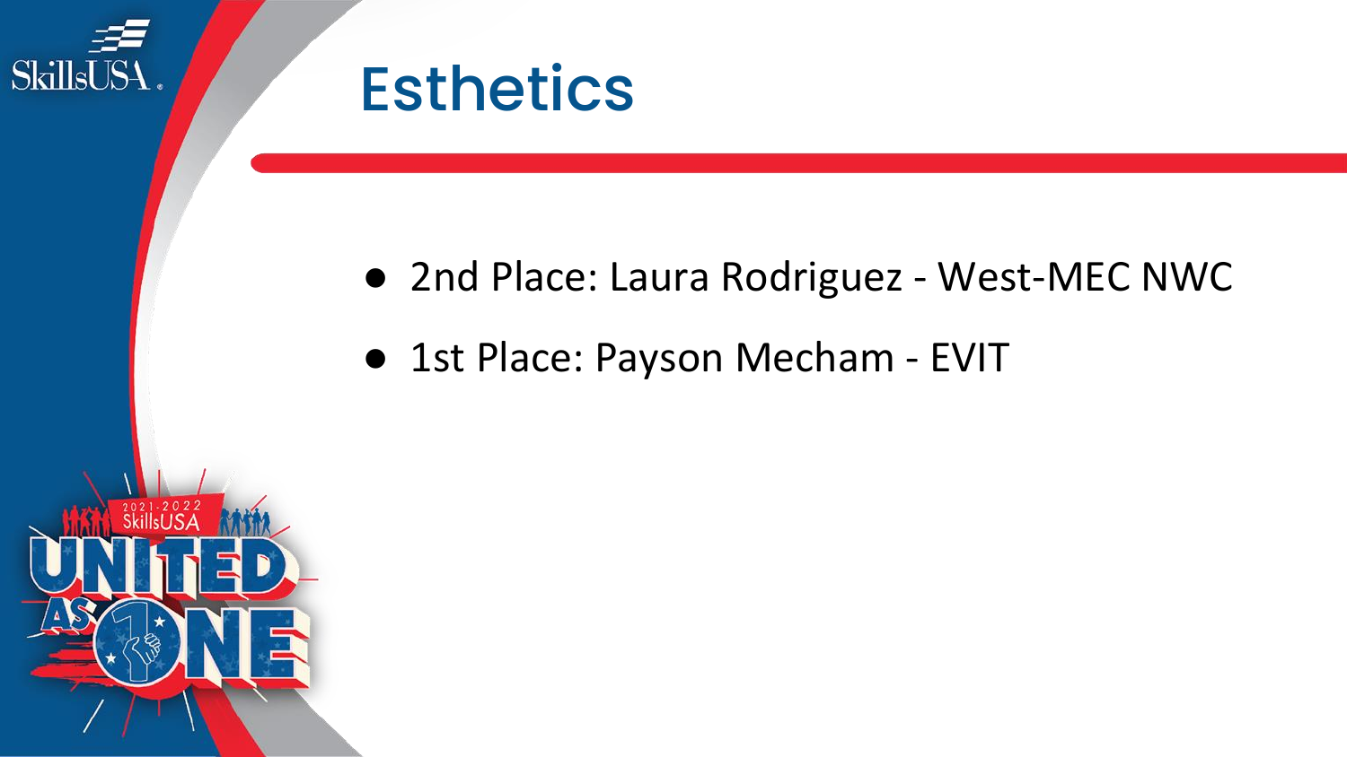# Esthetics

- 2nd Place: Laura Rodriguez - West-MEC NWC
- 1st Place: Payson Mecham - EVIT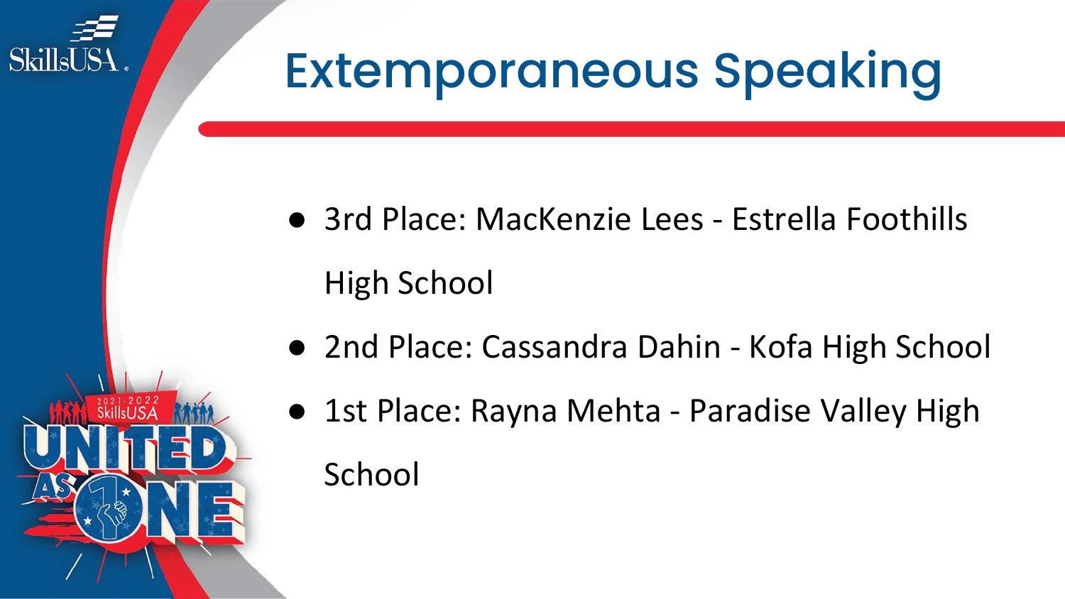# Extemporaneous Speaking

- 3rd Place: MacKenzie Lees - Estrella Foothills High School
- 2nd Place: Cassandra Dahin - Kofa High School
- 1st Place: Rayna Mehta - Paradise Valley High School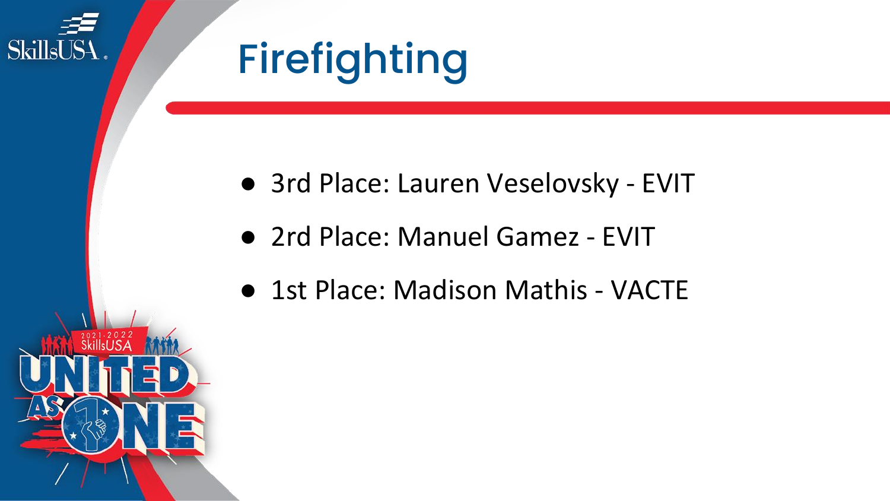# Firefighting

- 3rd Place: Lauren Veselovsky - EVIT
- 2rd Place: Manuel Gamez - EVIT
- 1st Place: Madison Mathis - VACTE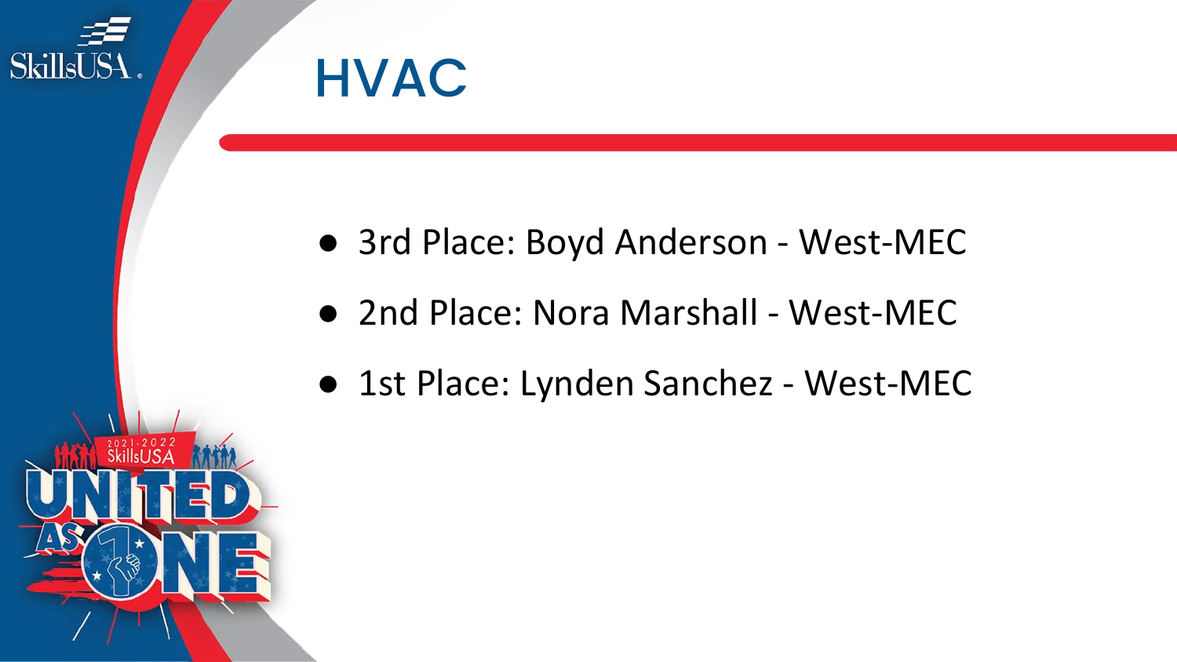# HVAC

- 3rd Place: Boyd Anderson - West-MEC
- 2nd Place: Nora Marshall - West-MEC
- 1st Place: Lynden Sanchez - West-MEC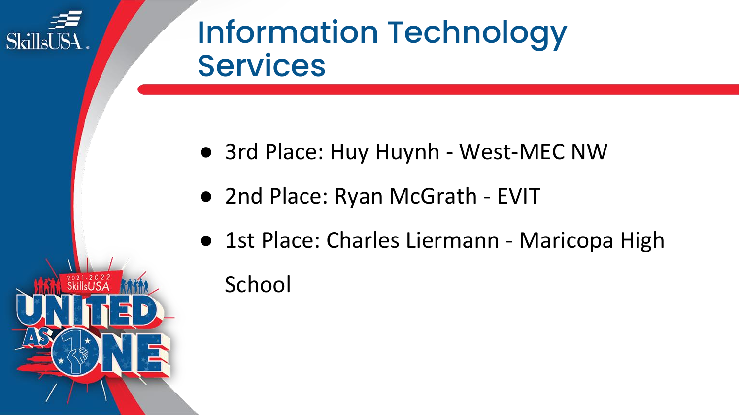# Information Technology Services

- 3rd Place: Huy Huynh - West-MEC NW
- 2nd Place: Ryan McGrath - EVIT
- 1st Place: Charles Liermann - Maricopa High School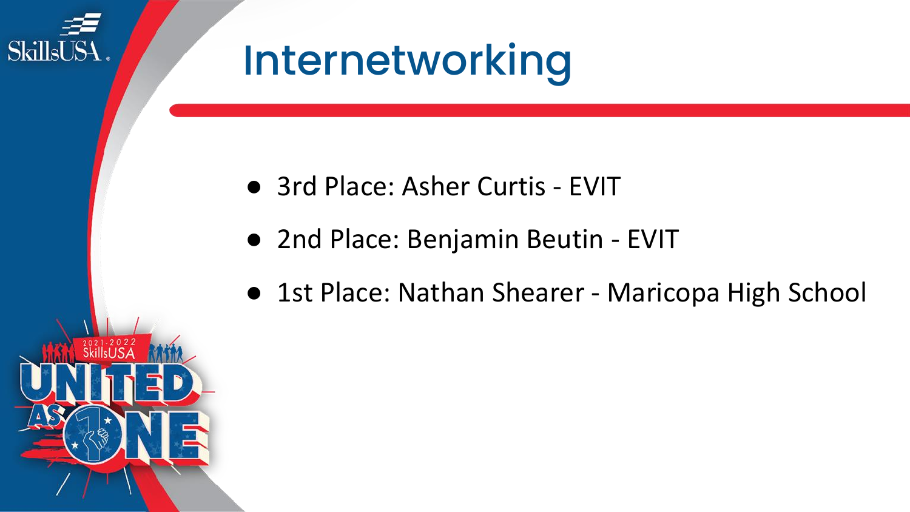# Internetworking

- 3rd Place: Asher Curtis - EVIT
- 2nd Place: Benjamin Beutin - EVIT
- 1st Place: Nathan Shearer - Maricopa High School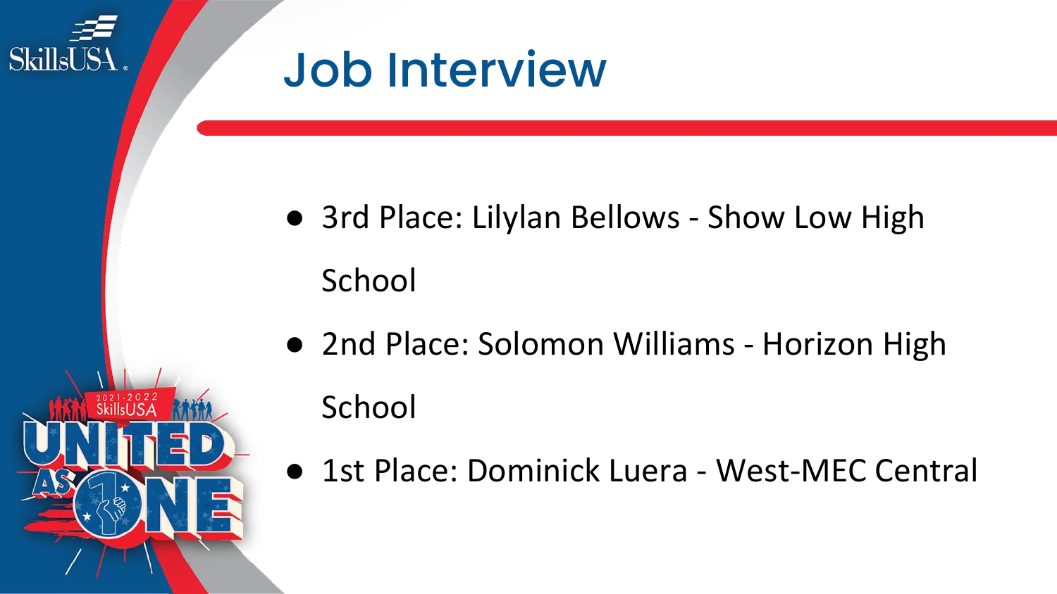# Job Interview

- 3rd Place: Lilylan Bellows - Show Low High School
- 2nd Place: Solomon Williams - Horizon High School
- 1st Place: Dominick Luera - West-MEC Central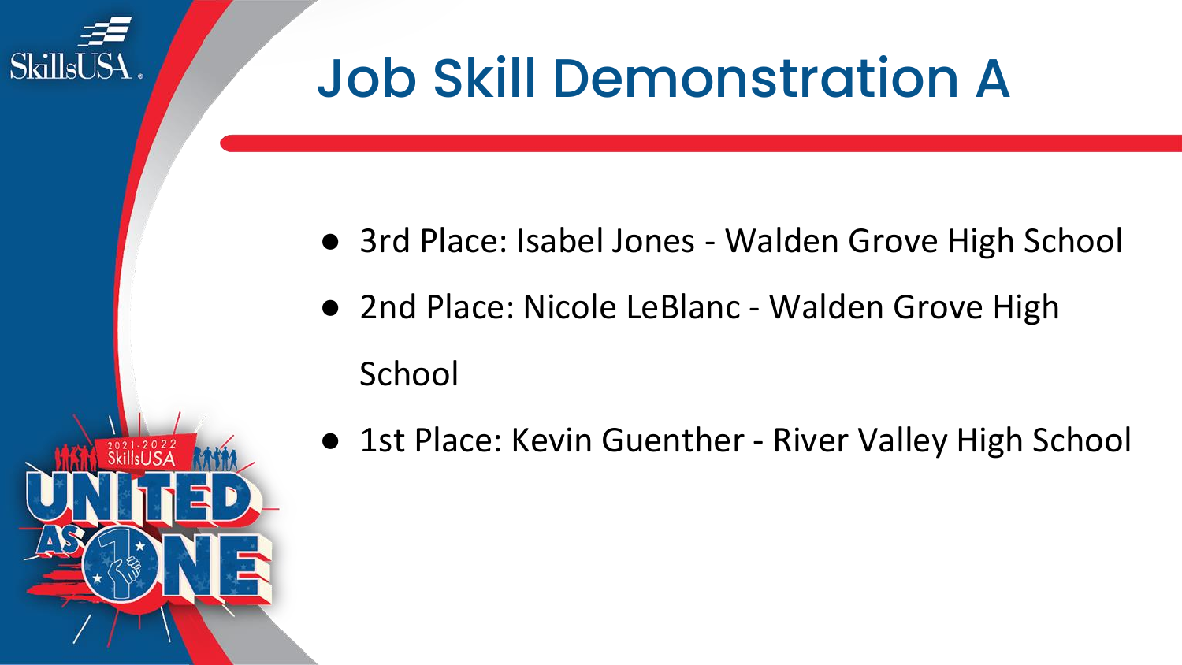# Job Skill Demonstration A

- 3rd Place: Isabel Jones - Walden Grove High School
- 2nd Place: Nicole LeBlanc - Walden Grove High School
- 1st Place: Kevin Guenther - River Valley High School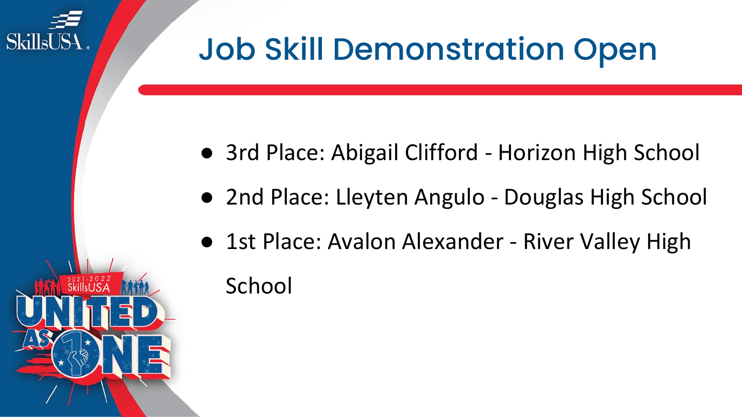# Job Skill Demonstration Open

- 3rd Place: Abigail Clifford - Horizon High School
- 2nd Place: Lleyten Angulo - Douglas High School
- 1st Place: Avalon Alexander - River Valley High School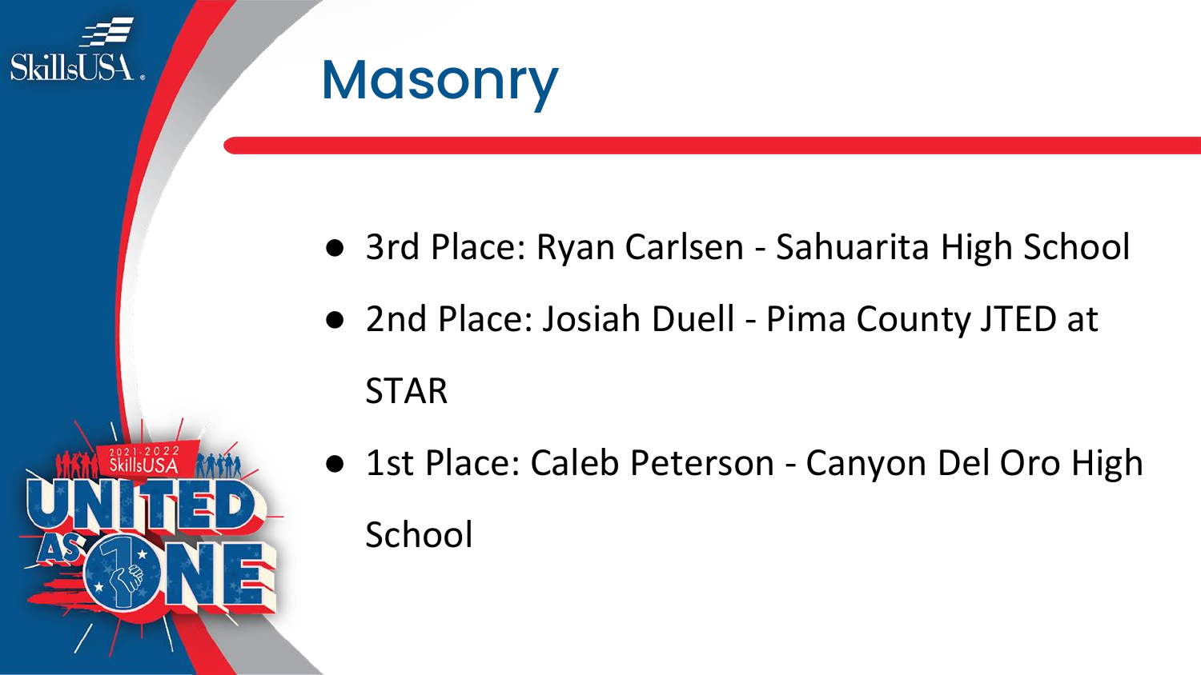# Masonry

- 3rd Place: Ryan Carlsen - Sahuarita High School
- 2nd Place: Josiah Duell - Pima County JTED at STAR
- 1st Place: Caleb Peterson - Canyon Del Oro High School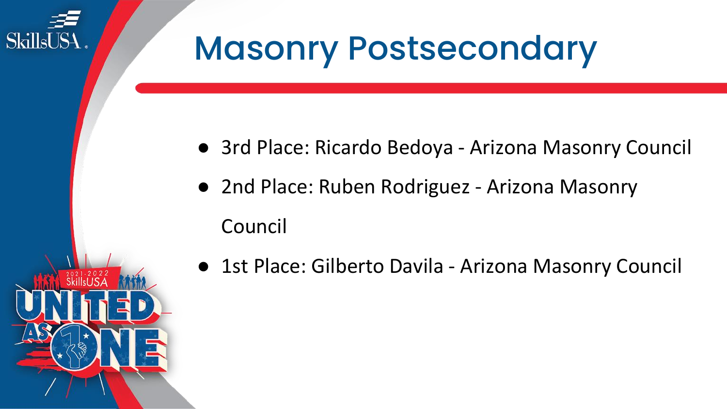# Masonry Postsecondary

- 3rd Place: Ricardo Bedoya - Arizona Masonry Council
- 2nd Place: Ruben Rodriguez - Arizona Masonry Council
- 1st Place: Gilberto Davila - Arizona Masonry Council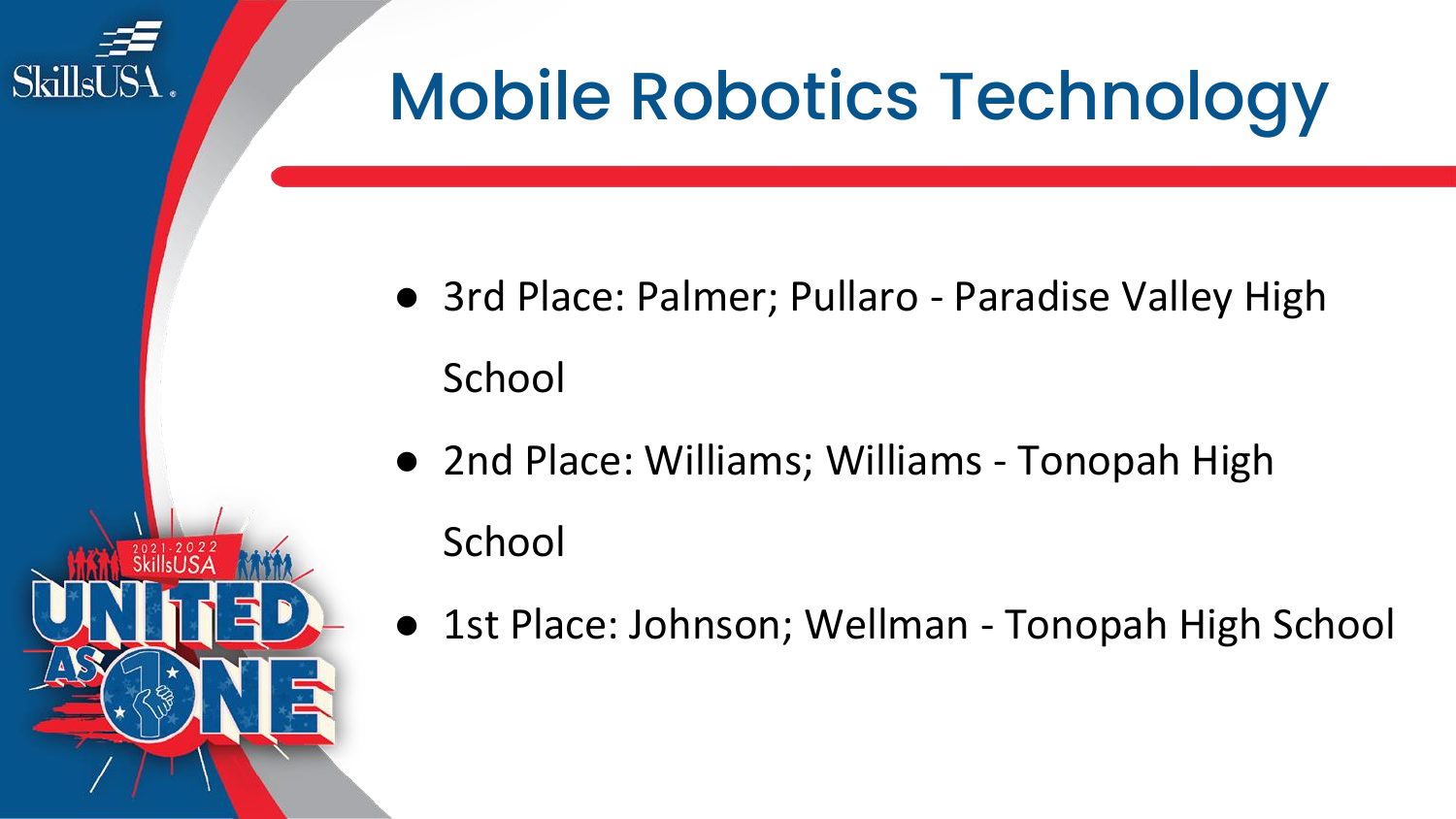# Mobile Robotics Technology

- 3rd Place: Palmer; Pullaro - Paradise Valley High School
- 2nd Place: Williams; Williams - Tonopah High School
- 1st Place: Johnson; Wellman - Tonopah High School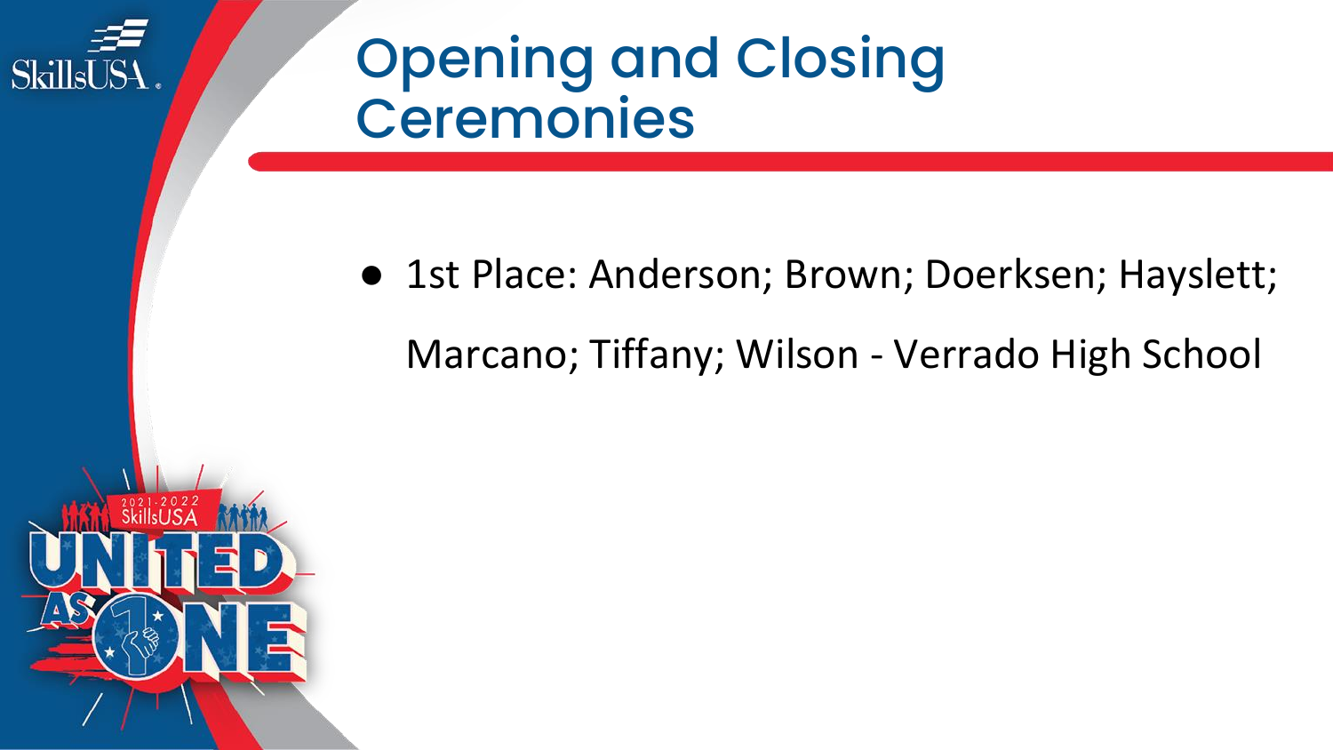# Opening and Closing Ceremonies

- 1st Place: Anderson; Brown; Doerksen; Hayslett; Marcano; Tiffany; Wilson - Verrado High School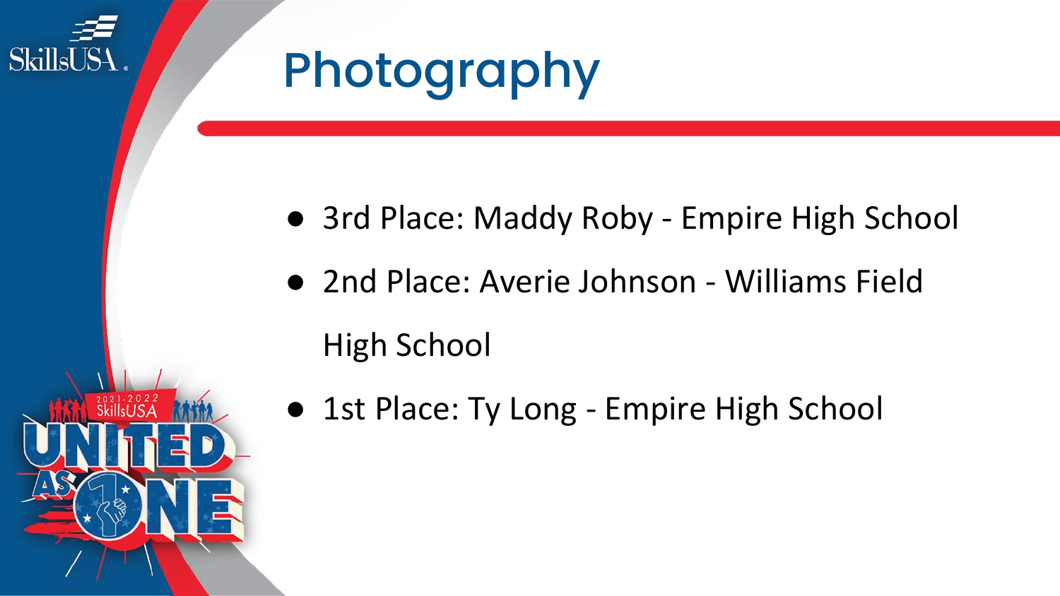# Photography

- 3rd Place: Maddy Roby - Empire High School
- 2nd Place: Averie Johnson - Williams Field High School
- 1st Place: Ty Long - Empire High School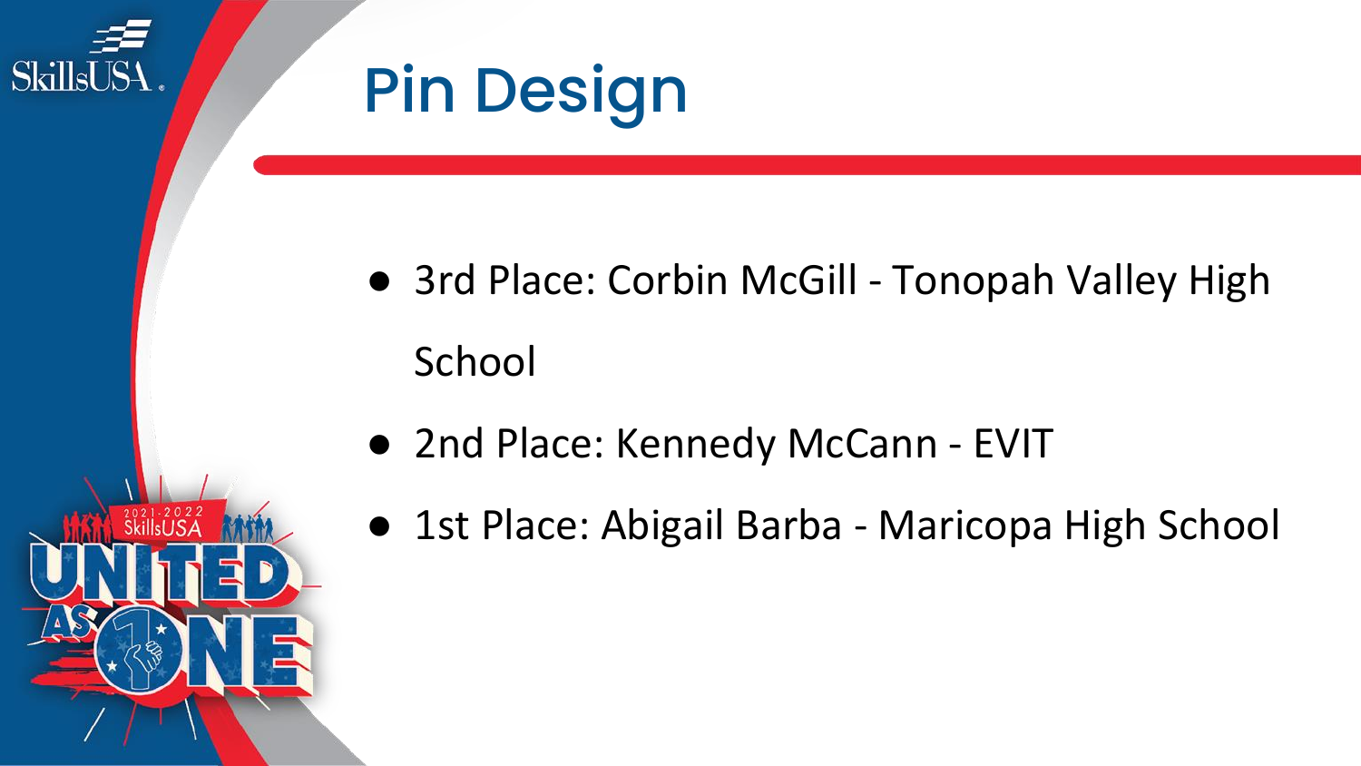# Pin Design

- 3rd Place: Corbin McGill - Tonopah Valley High School
- 2nd Place: Kennedy McCann - EVIT
- 1st Place: Abigail Barba - Maricopa High School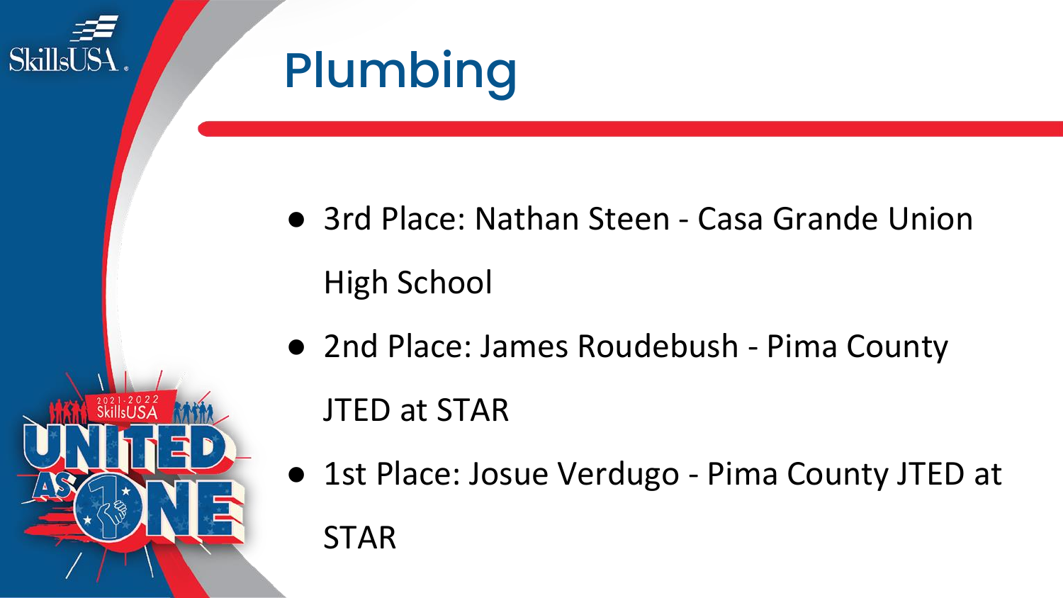# Plumbing

- 3rd Place: Nathan Steen - Casa Grande Union High School
- 2nd Place: James Roudebush - Pima County JTED at STAR
- 1st Place: Josue Verdugo - Pima County JTED at STAR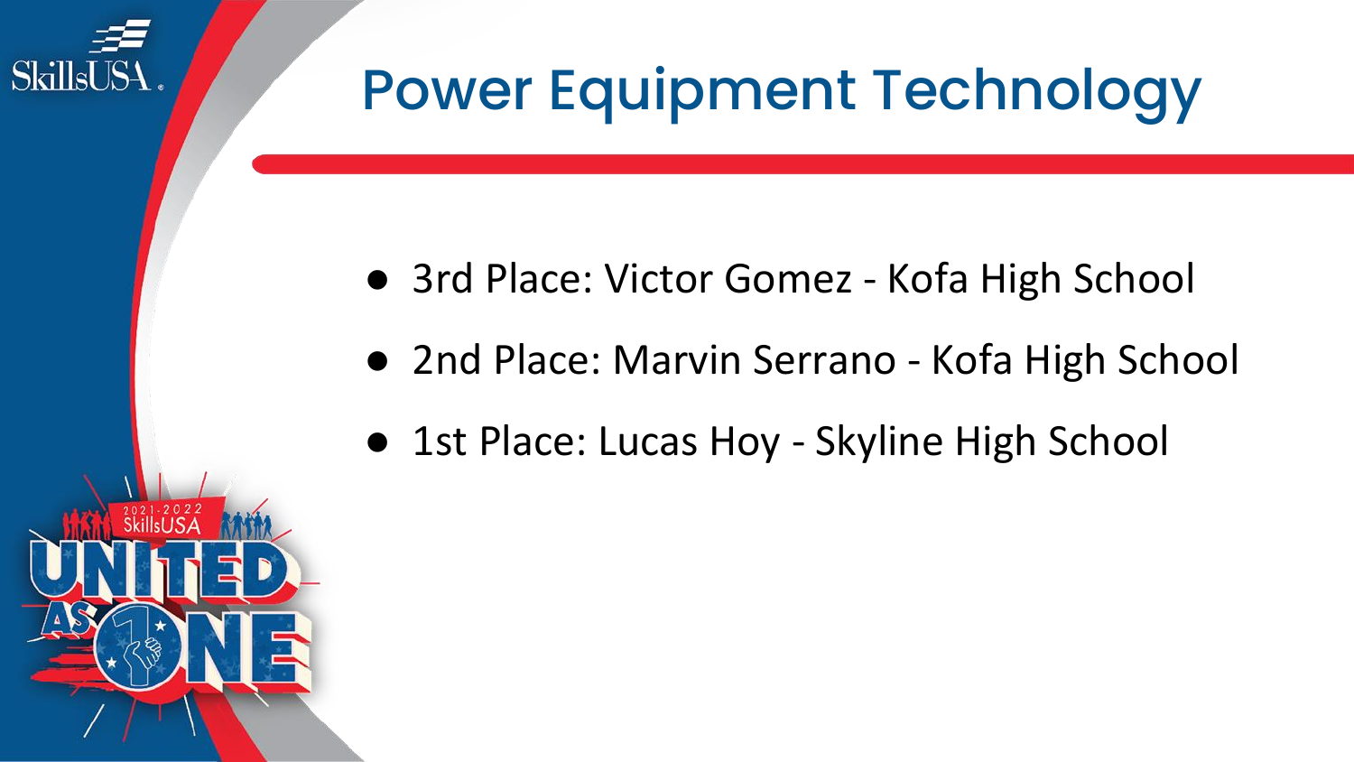# Power Equipment Technology

- 3rd Place: Victor Gomez - Kofa High School
- 2nd Place: Marvin Serrano - Kofa High School
- 1st Place: Lucas Hoy - Skyline High School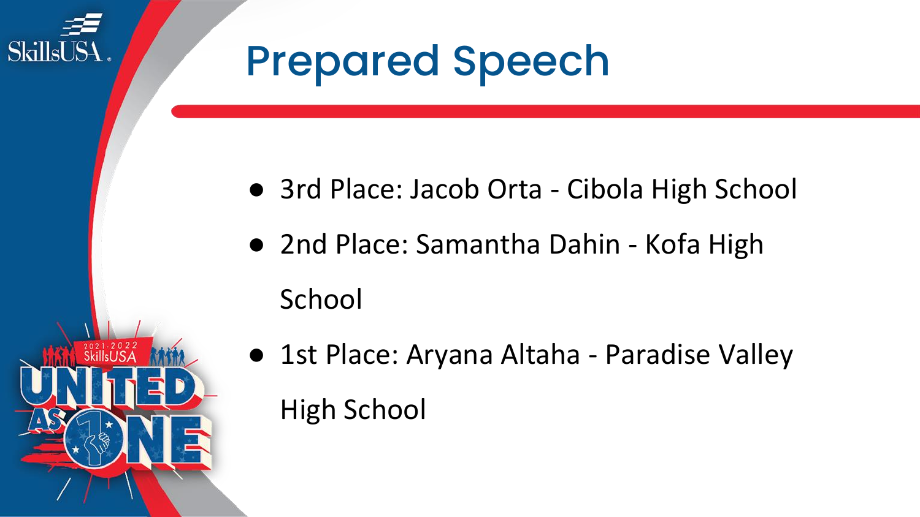# Prepared Speech

- 3rd Place: Jacob Orta - Cibola High School
- 2nd Place: Samantha Dahin - Kofa High School
- 1st Place: Aryana Altaha - Paradise Valley High School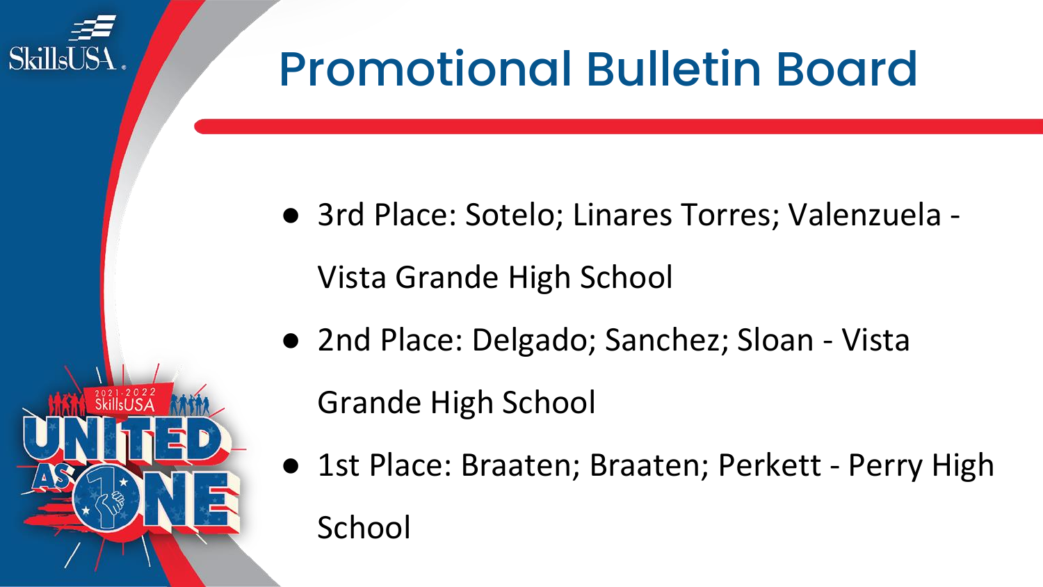# Promotional Bulletin Board

- 3rd Place: Sotelo; Linares Torres; Valenzuela - Vista Grande High School
- 2nd Place: Delgado; Sanchez; Sloan - Vista Grande High School
- 1st Place: Braaten; Braaten; Perkett - Perry High School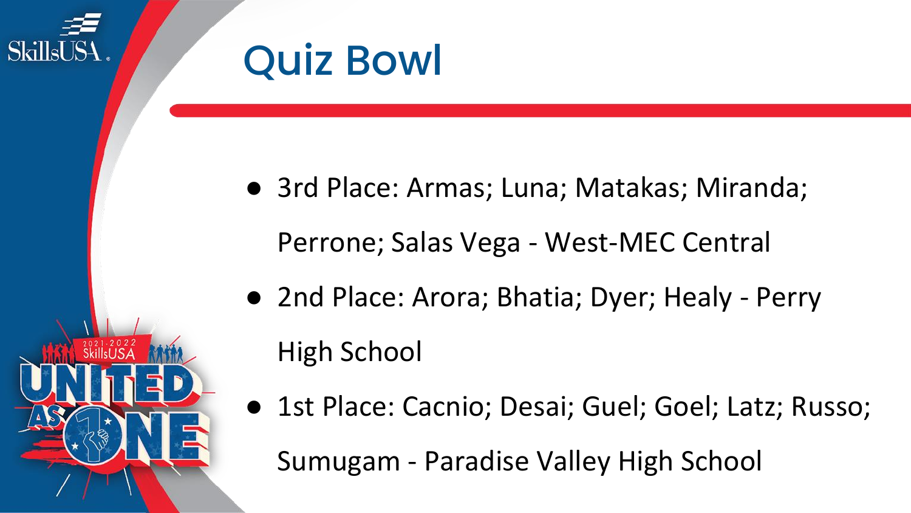# Quiz Bowl

- 3rd Place: Armas; Luna; Matakas; Miranda; Perrone; Salas Vega - West-MEC Central
- 2nd Place: Arora; Bhatia; Dyer; Healy - Perry High School
- 1st Place: Cacnio; Desai; Guel; Goel; Latz; Russo; Sumugam - Paradise Valley High School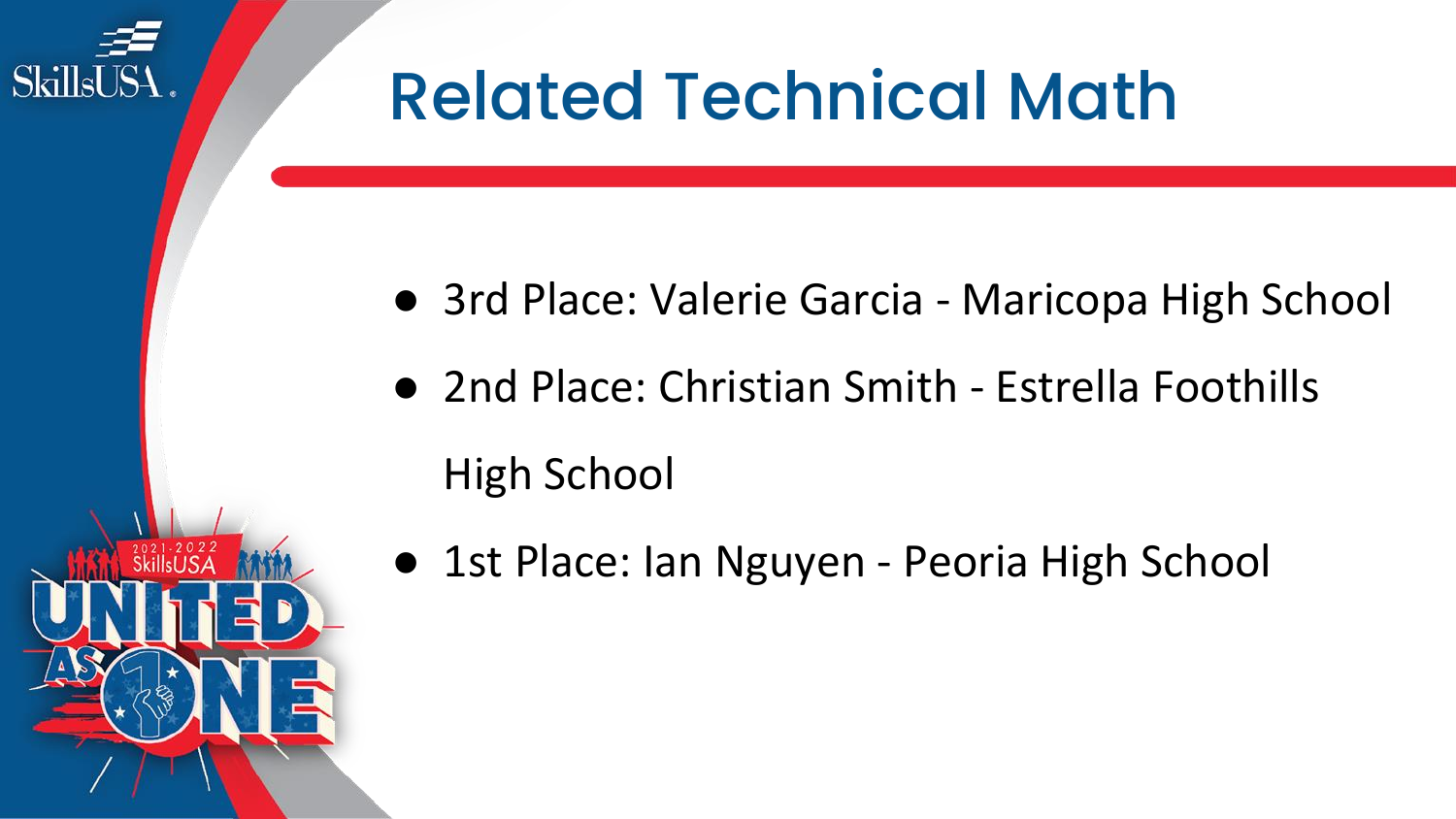# Related Technical Math

- 3rd Place: Valerie Garcia - Maricopa High School
- 2nd Place: Christian Smith - Estrella Foothills High School
- 1st Place: Ian Nguyen - Peoria High School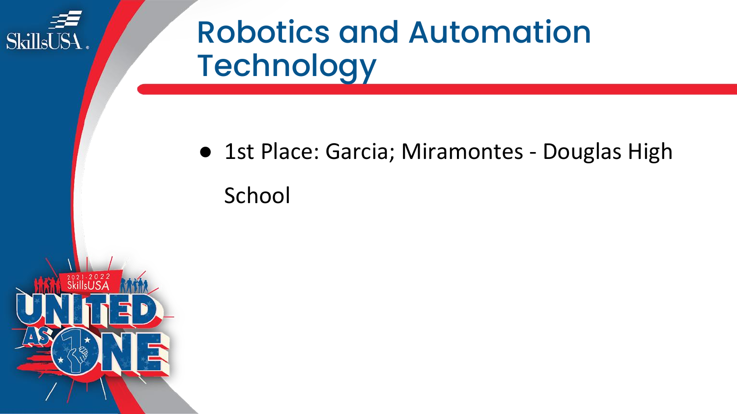# Robotics and Automation Technology

- 1st Place: Garcia; Miramontes - Douglas High School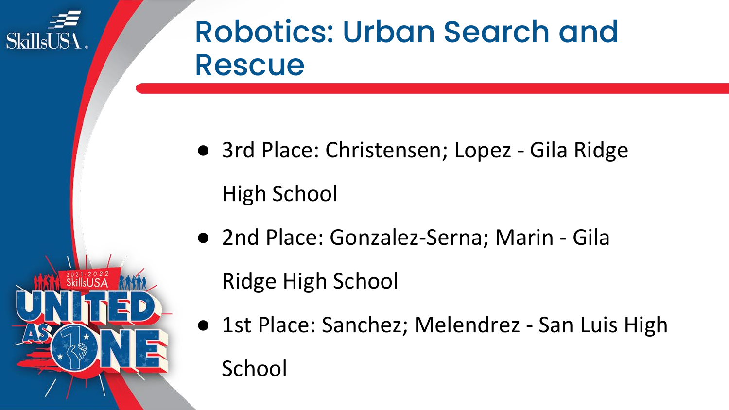# Robotics: Urban Search and Rescue

- 3rd Place: Christensen; Lopez - Gila Ridge High School
- 2nd Place: Gonzalez-Serna; Marin - Gila Ridge High School
- 1st Place: Sanchez; Melendrez - San Luis High School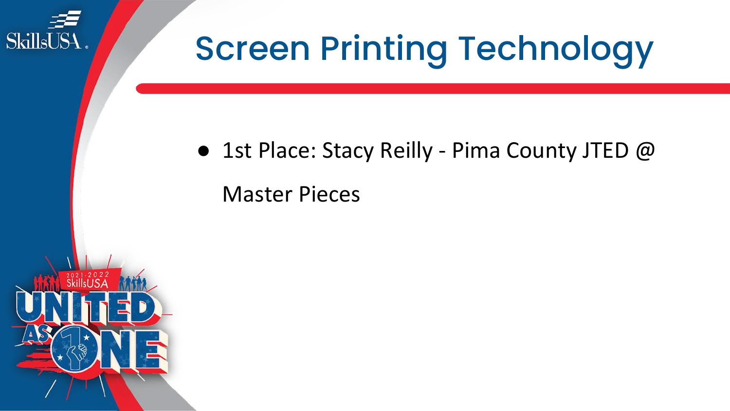# Screen Printing Technology

- 1st Place: Stacy Reilly - Pima County JTED @ Master Pieces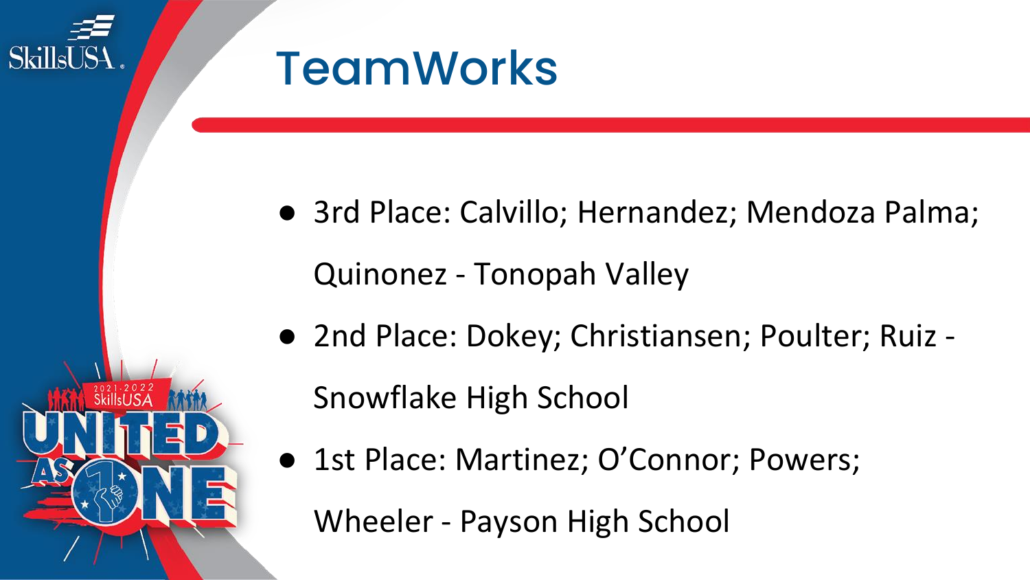# TeamWorks

- 3rd Place: Calvillo; Hernandez; Mendoza Palma; Quinonez - Tonopah Valley
- 2nd Place: Dokey; Christiansen; Poulter; Ruiz - Snowflake High School
- 1st Place: Martinez; O'Connor; Powers; Wheeler - Payson High School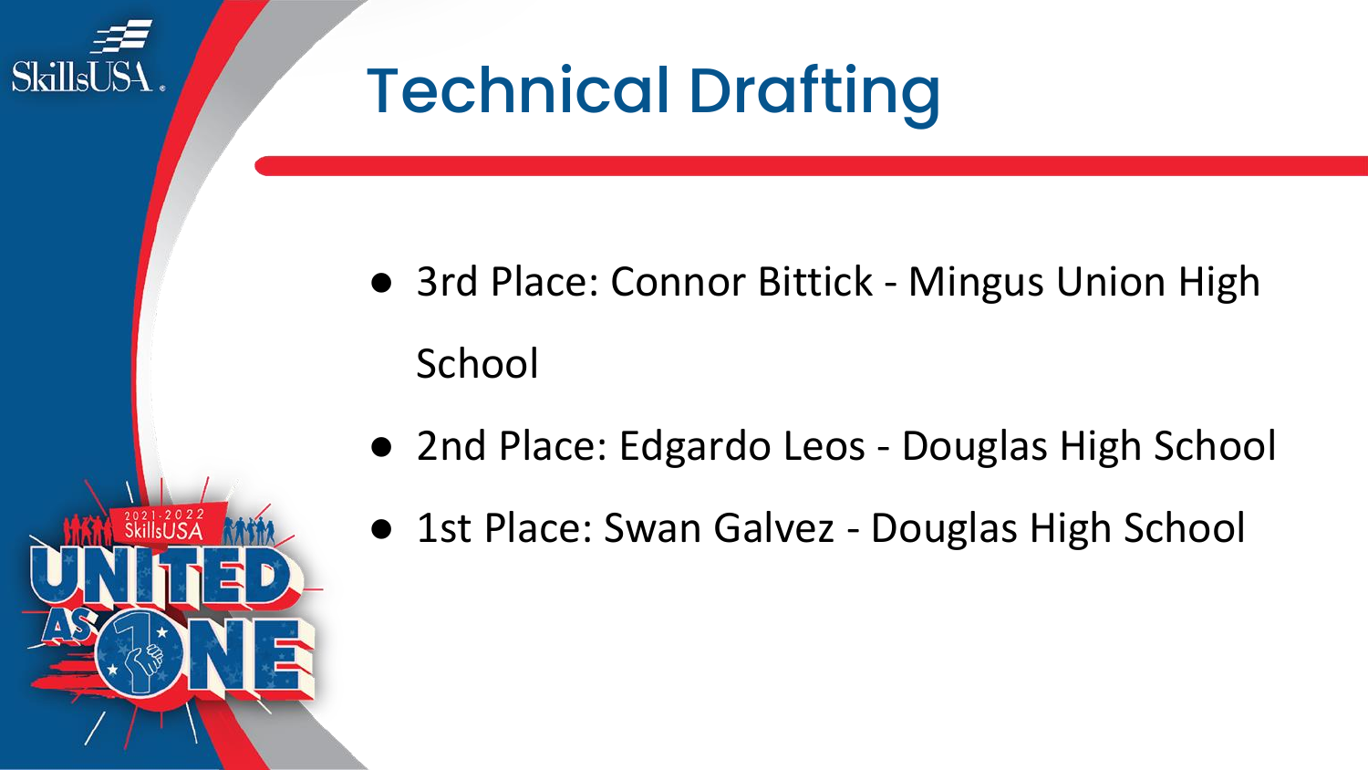# Technical Drafting

- 3rd Place: Connor Bittick - Mingus Union High School
- 2nd Place: Edgardo Leos - Douglas High School
- 1st Place: Swan Galvez - Douglas High School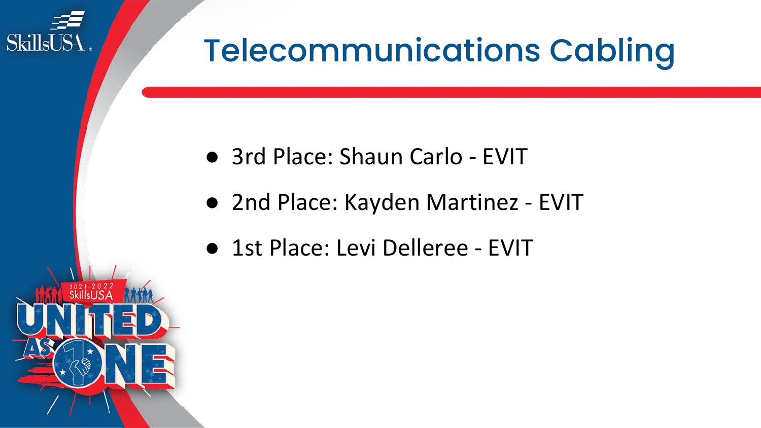# Telecommunications Cabling

- 3rd Place: Shaun Carlo - EVIT
- 2nd Place: Kayden Martinez - EVIT
- 1st Place: Levi Delleree - EVIT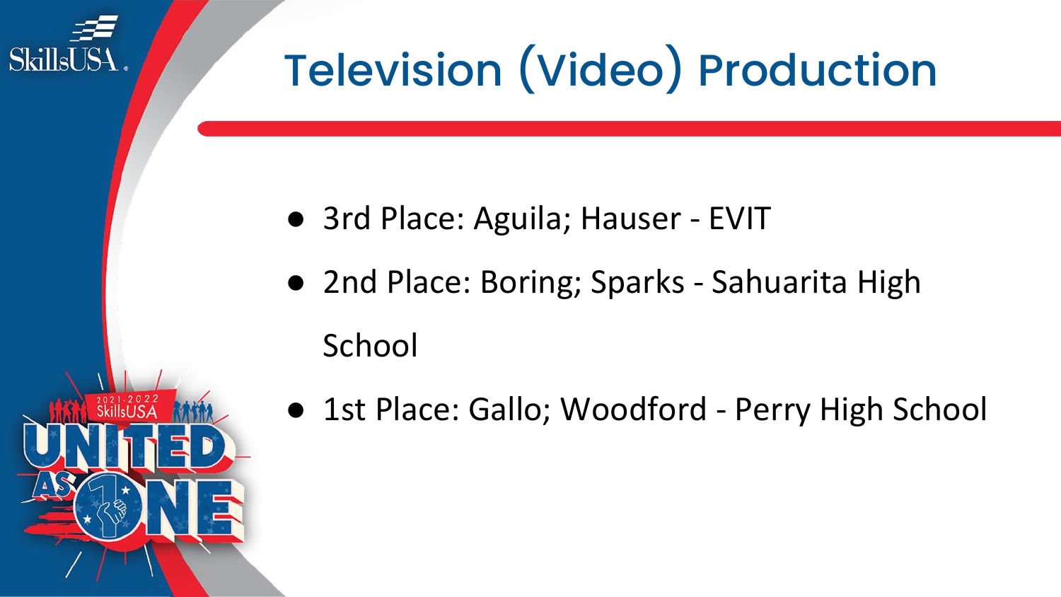# Television (Video) Production

- 3rd Place: Aguila; Hauser - EVIT
- 2nd Place: Boring; Sparks - Sahuarita High School
- 1st Place: Gallo; Woodford - Perry High School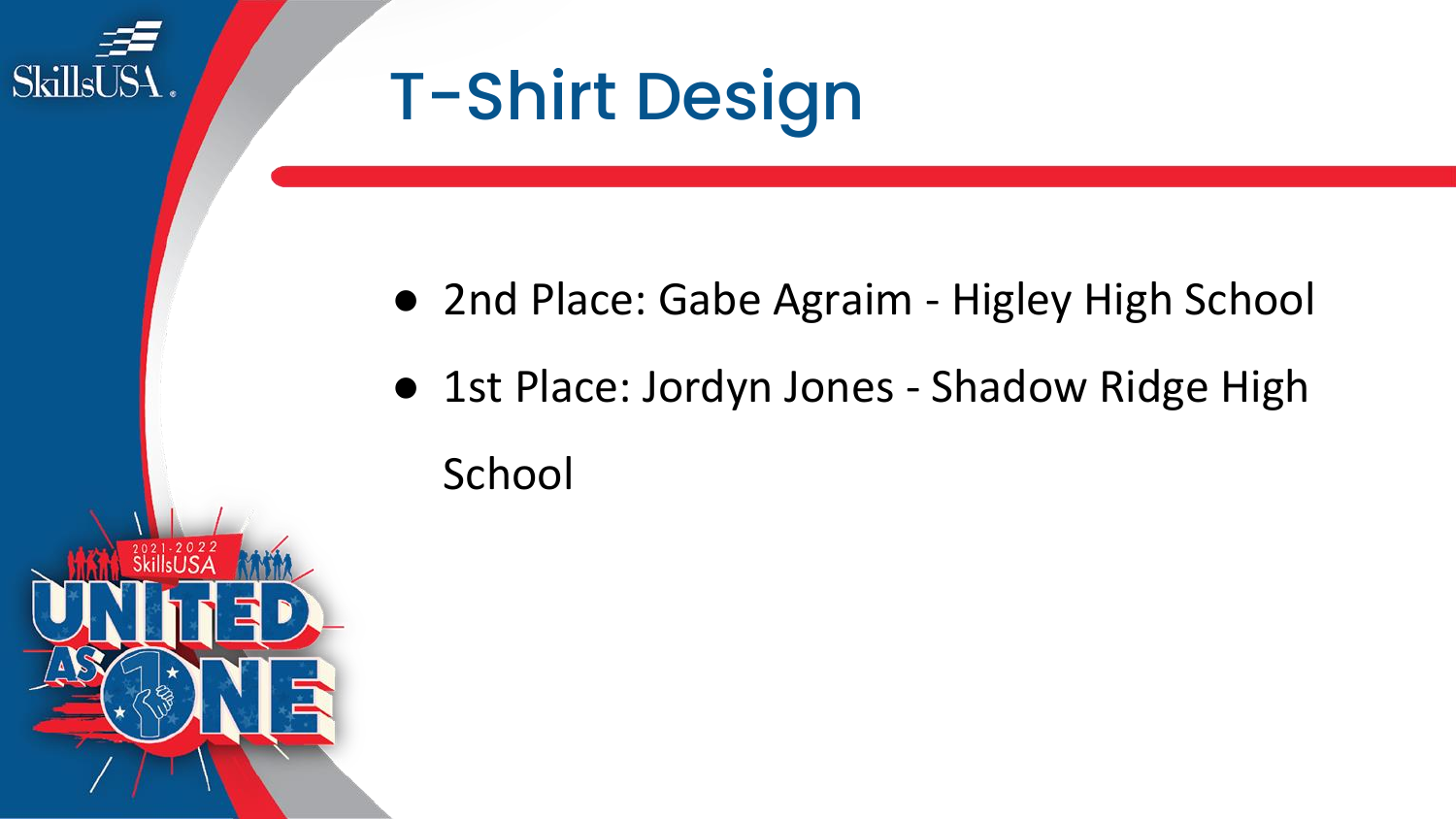# T-Shirt Design

- 2nd Place: Gabe Agraim - Higley High School
- 1st Place: Jordyn Jones - Shadow Ridge High School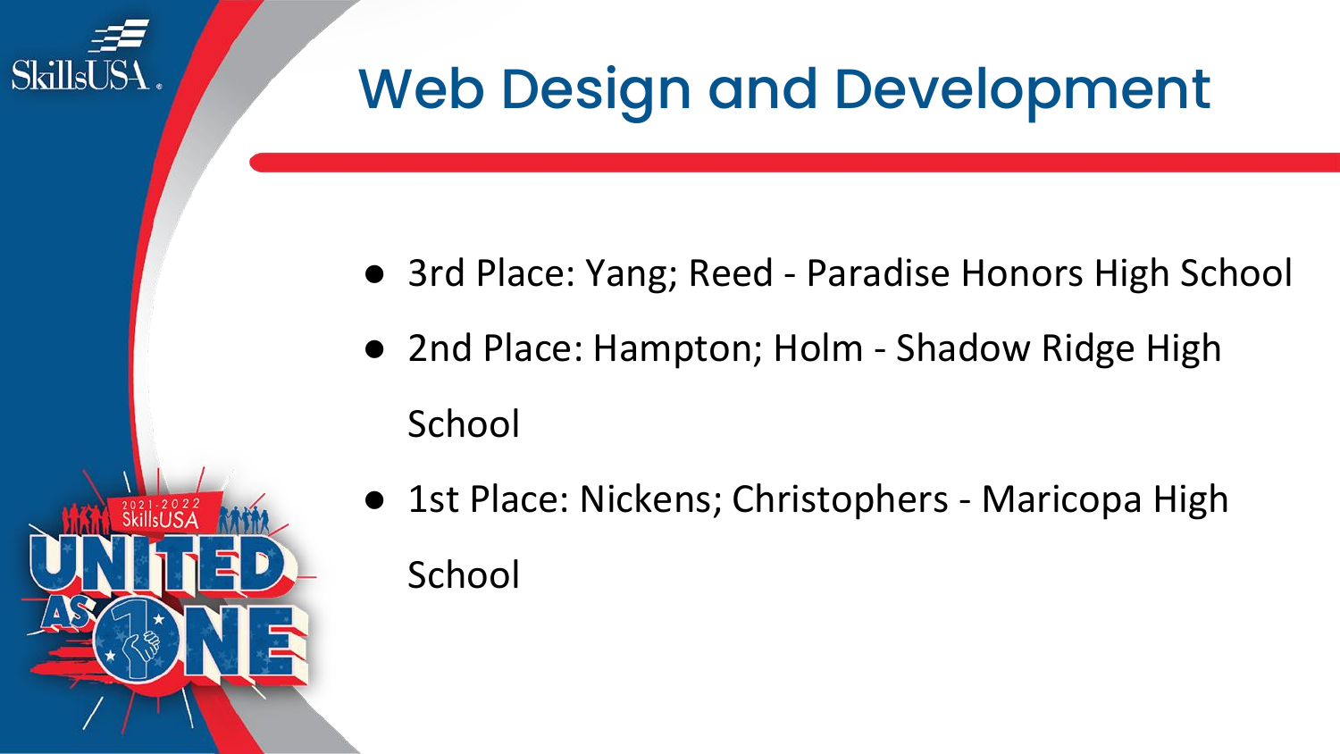# Web Design and Development

- 3rd Place: Yang; Reed - Paradise Honors High School
- 2nd Place: Hampton; Holm - Shadow Ridge High School
- 1st Place: Nickens; Christophers - Maricopa High School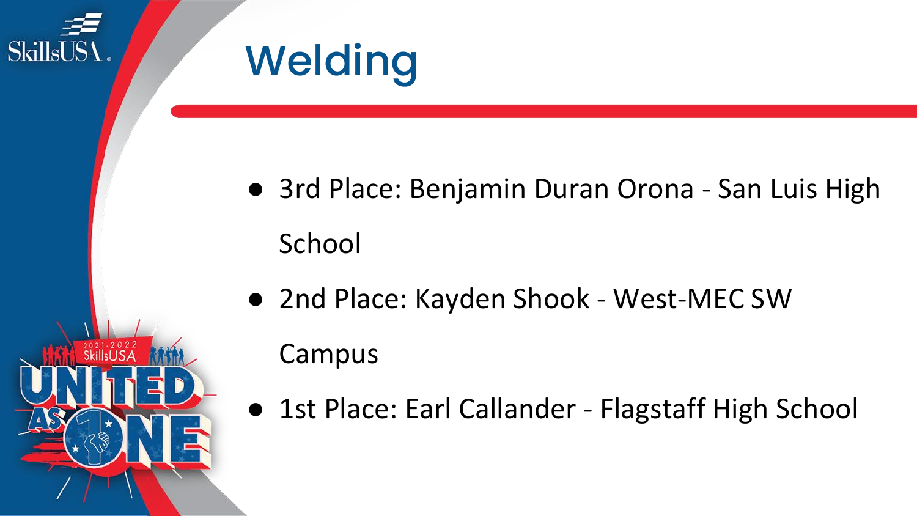# Welding

- 3rd Place: Benjamin Duran Orona - San Luis High School
- 2nd Place: Kayden Shook - West-MEC SW Campus
- 1st Place: Earl Callander - Flagstaff High School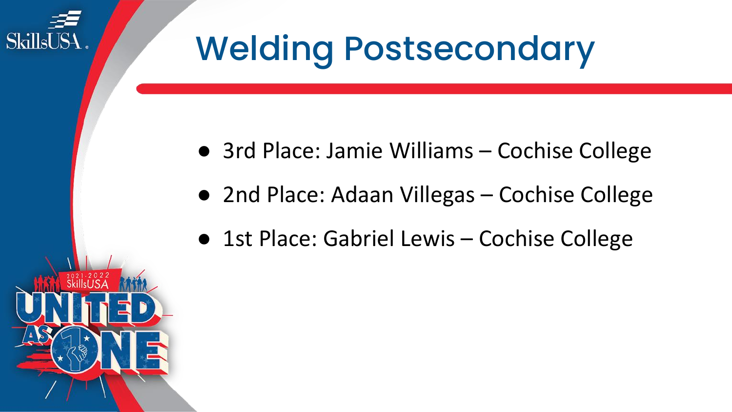# Welding Postsecondary

- 3rd Place: Jamie Williams – Cochise College
- 2nd Place: Adaan Villegas – Cochise College
- 1st Place: Gabriel Lewis – Cochise College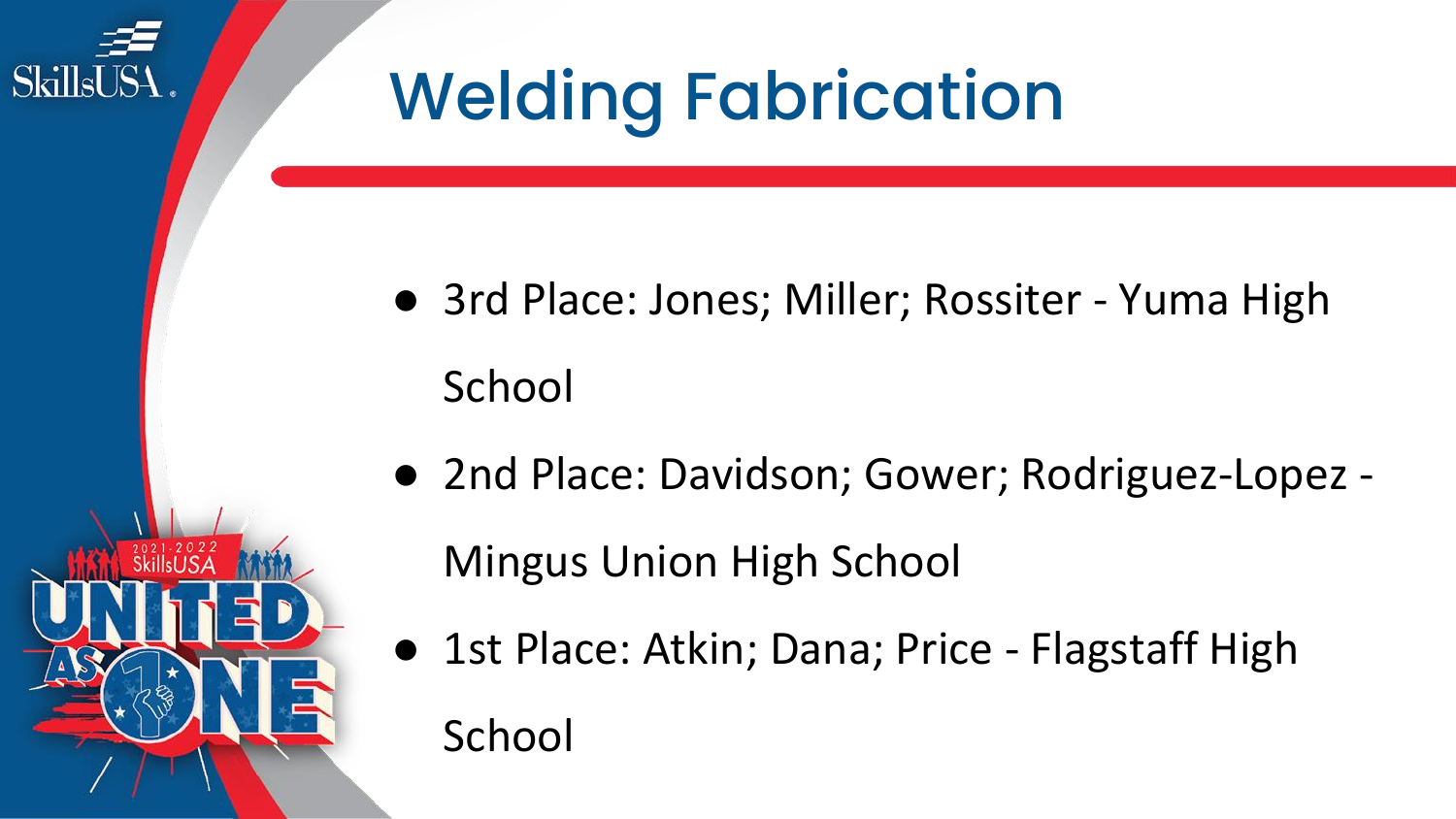# Welding Fabrication

- 3rd Place: Jones; Miller; Rossiter - Yuma High School
- 2nd Place: Davidson; Gower; Rodriguez-Lopez - Mingus Union High School
- 1st Place: Atkin; Dana; Price - Flagstaff High School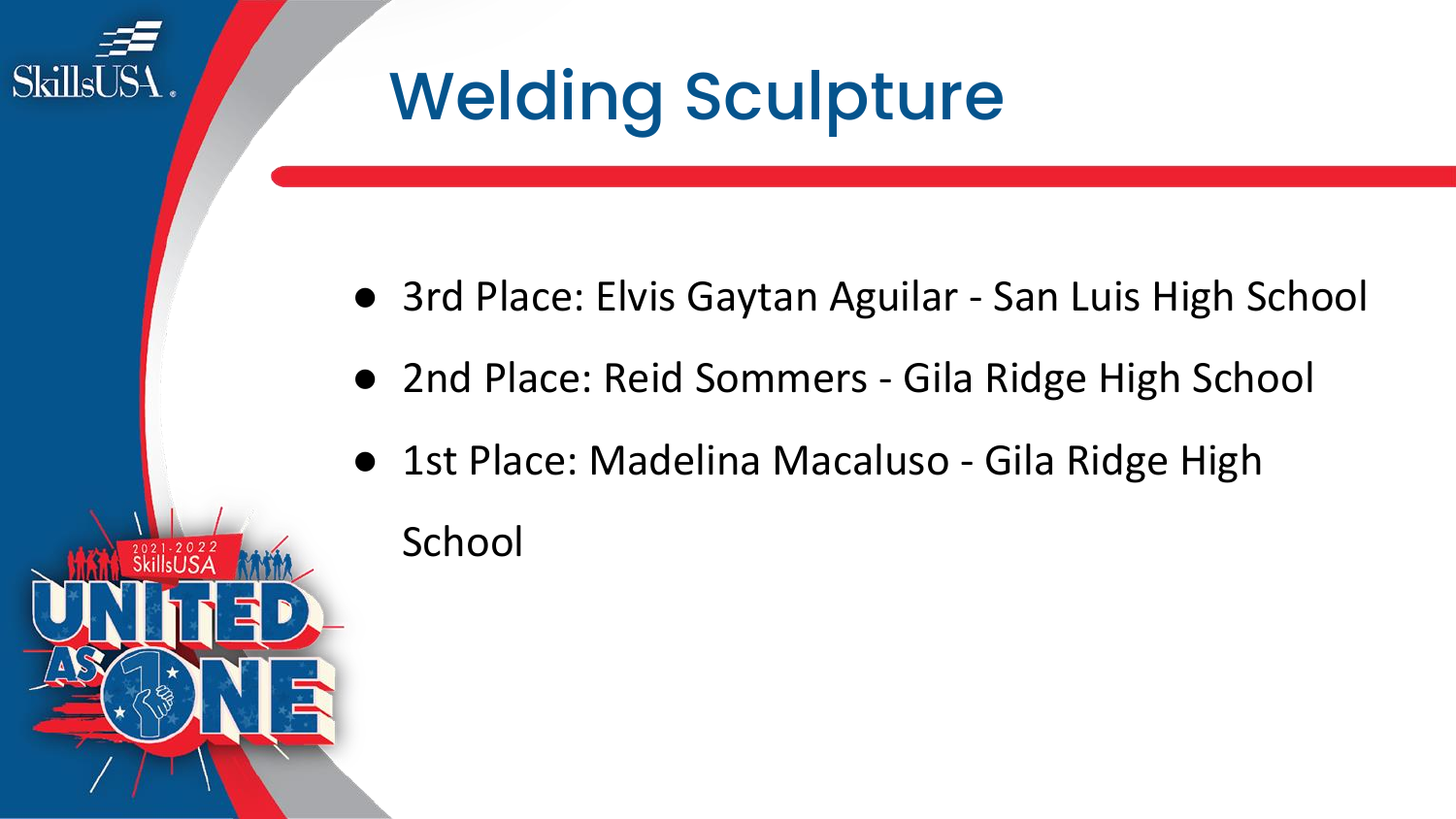# Welding Sculpture

- 3rd Place: Elvis Gaytan Aguilar - San Luis High School
- 2nd Place: Reid Sommers - Gila Ridge High School
- 1st Place: Madelina Macaluso - Gila Ridge High School